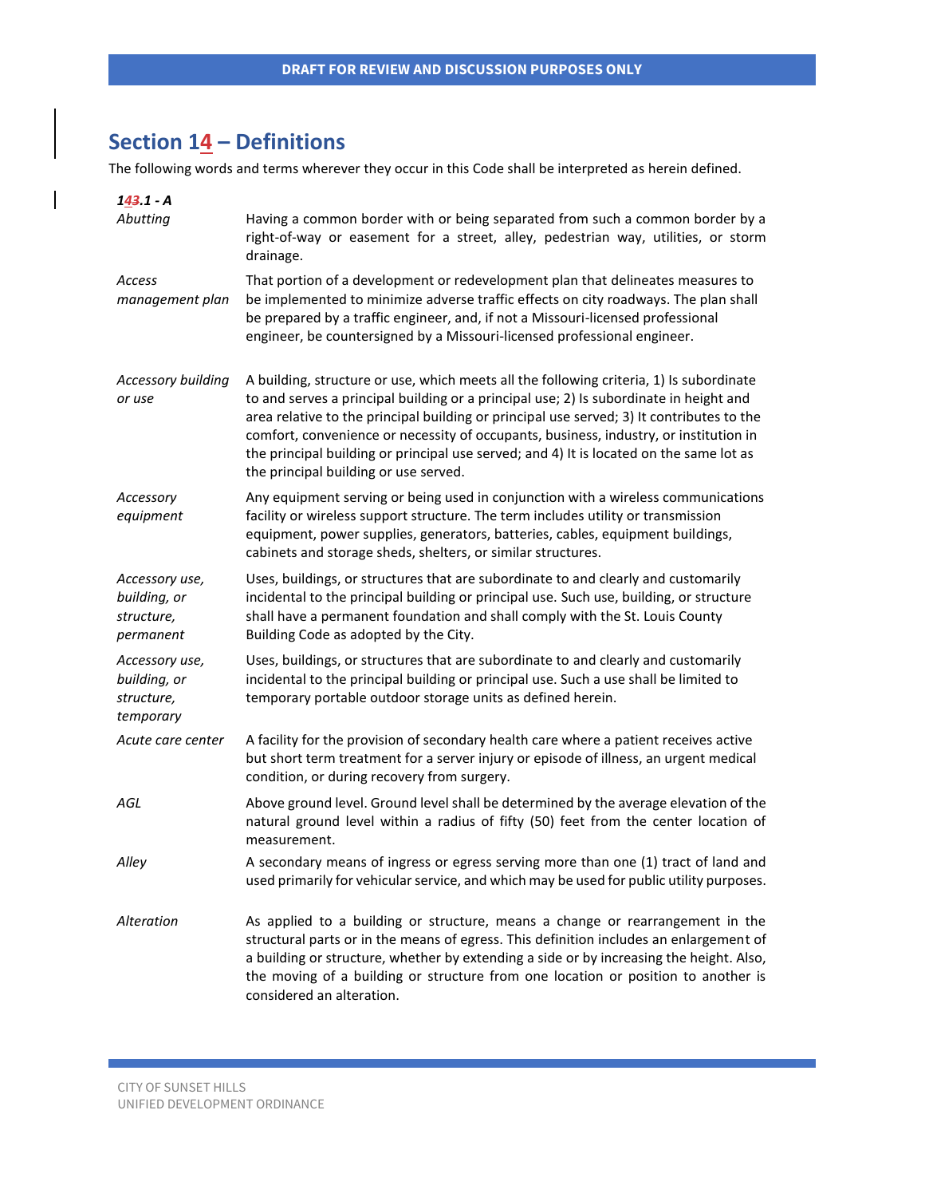## Section 14 – Definitions

The following words and terms wherever they occur in this Code shall be interpreted as herein defined.

***14.1 - A***

| Term | Definition |
|---|---|
| *Abutting* | Having a common border with or being separated from such a common border by a right-of-way or easement for a street, alley, pedestrian way, utilities, or storm drainage. |
| *Access management plan* | That portion of a development or redevelopment plan that delineates measures to be implemented to minimize adverse traffic effects on city roadways. The plan shall be prepared by a traffic engineer, and, if not a Missouri-licensed professional engineer, be countersigned by a Missouri-licensed professional engineer. |
| *Accessory building or use* | A building, structure or use, which meets all the following criteria, 1) Is subordinate to and serves a principal building or a principal use; 2) Is subordinate in height and area relative to the principal building or principal use served; 3) It contributes to the comfort, convenience or necessity of occupants, business, industry, or institution in the principal building or principal use served; and 4) It is located on the same lot as the principal building or use served. |
| *Accessory equipment* | Any equipment serving or being used in conjunction with a wireless communications facility or wireless support structure. The term includes utility or transmission equipment, power supplies, generators, batteries, cables, equipment buildings, cabinets and storage sheds, shelters, or similar structures. |
| *Accessory use, building, or structure, permanent* | Uses, buildings, or structures that are subordinate to and clearly and customarily incidental to the principal building or principal use. Such use, building, or structure shall have a permanent foundation and shall comply with the St. Louis County Building Code as adopted by the City. |
| *Accessory use, building, or structure, temporary* | Uses, buildings, or structures that are subordinate to and clearly and customarily incidental to the principal building or principal use. Such a use shall be limited to temporary portable outdoor storage units as defined herein. |
| *Acute care center* | A facility for the provision of secondary health care where a patient receives active but short term treatment for a server injury or episode of illness, an urgent medical condition, or during recovery from surgery. |
| *AGL* | Above ground level. Ground level shall be determined by the average elevation of the natural ground level within a radius of fifty (50) feet from the center location of measurement. |
| *Alley* | A secondary means of ingress or egress serving more than one (1) tract of land and used primarily for vehicular service, and which may be used for public utility purposes. |
| *Alteration* | As applied to a building or structure, means a change or rearrangement in the structural parts or in the means of egress. This definition includes an enlargement of a building or structure, whether by extending a side or by increasing the height. Also, the moving of a building or structure from one location or position to another is considered an alteration. |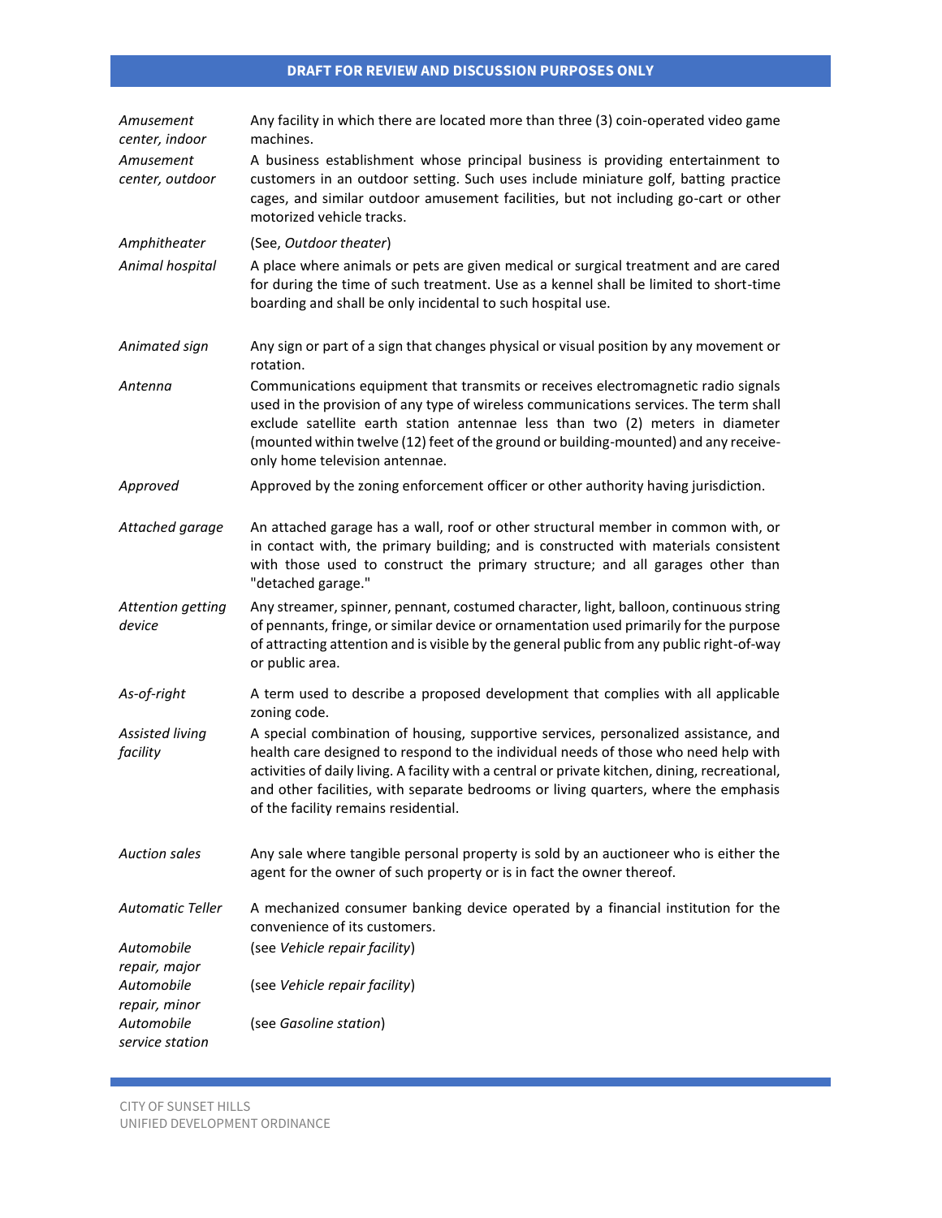| | |
|---|---|
| *Amusement center, indoor* | Any facility in which there are located more than three (3) coin-operated video game machines. |
| *Amusement center, outdoor* | A business establishment whose principal business is providing entertainment to customers in an outdoor setting. Such uses include miniature golf, batting practice cages, and similar outdoor amusement facilities, but not including go-cart or other motorized vehicle tracks. |
| *Amphitheater* | (See, *Outdoor theater*) |
| *Animal hospital* | A place where animals or pets are given medical or surgical treatment and are cared for during the time of such treatment. Use as a kennel shall be limited to short-time boarding and shall be only incidental to such hospital use. |
| *Animated sign* | Any sign or part of a sign that changes physical or visual position by any movement or rotation. |
| *Antenna* | Communications equipment that transmits or receives electromagnetic radio signals used in the provision of any type of wireless communications services. The term shall exclude satellite earth station antennae less than two (2) meters in diameter (mounted within twelve (12) feet of the ground or building-mounted) and any receive-only home television antennae. |
| *Approved* | Approved by the zoning enforcement officer or other authority having jurisdiction. |
| *Attached garage* | An attached garage has a wall, roof or other structural member in common with, or in contact with, the primary building; and is constructed with materials consistent with those used to construct the primary structure; and all garages other than "detached garage." |
| *Attention getting device* | Any streamer, spinner, pennant, costumed character, light, balloon, continuous string of pennants, fringe, or similar device or ornamentation used primarily for the purpose of attracting attention and is visible by the general public from any public right-of-way or public area. |
| *As-of-right* | A term used to describe a proposed development that complies with all applicable zoning code. |
| *Assisted living facility* | A special combination of housing, supportive services, personalized assistance, and health care designed to respond to the individual needs of those who need help with activities of daily living. A facility with a central or private kitchen, dining, recreational, and other facilities, with separate bedrooms or living quarters, where the emphasis of the facility remains residential. |
| *Auction sales* | Any sale where tangible personal property is sold by an auctioneer who is either the agent for the owner of such property or is in fact the owner thereof. |
| *Automatic Teller* | A mechanized consumer banking device operated by a financial institution for the convenience of its customers. |
| *Automobile repair, major* | (see *Vehicle repair facility*) |
| *Automobile repair, minor* | (see *Vehicle repair facility*) |
| *Automobile service station* | (see *Gasoline station*) |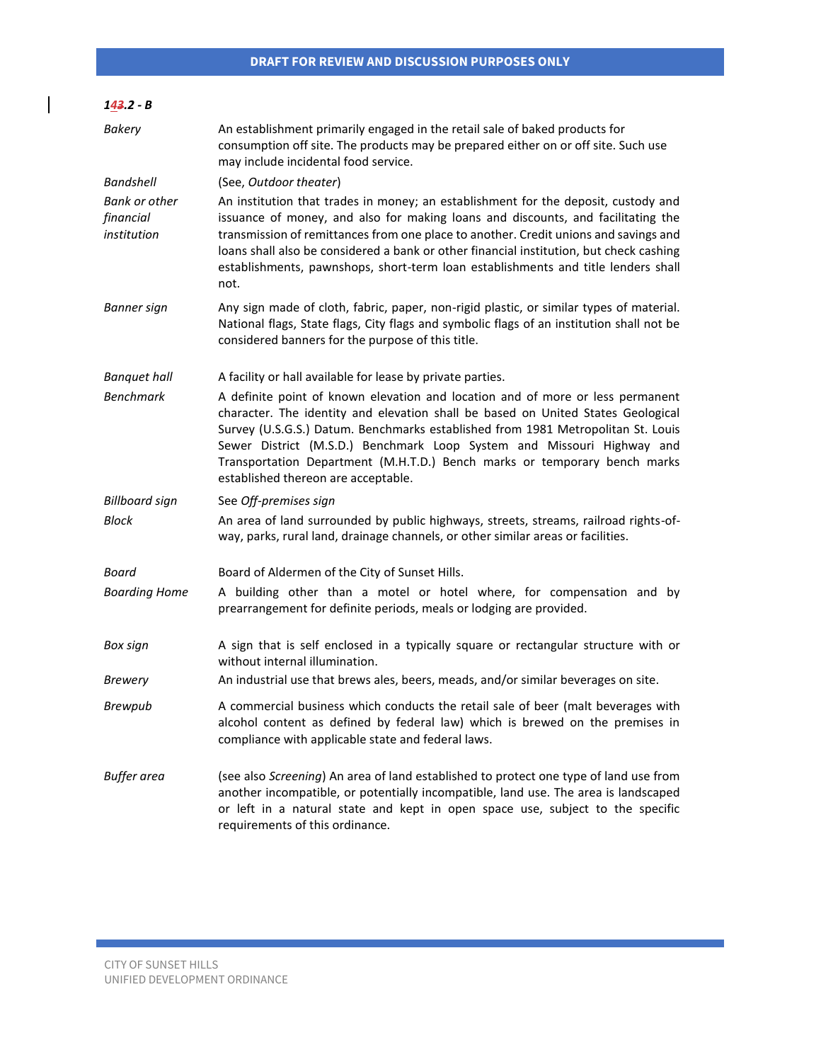### 143.2 - B

| | |
|---|---|
| *Bakery* | An establishment primarily engaged in the retail sale of baked products for consumption off site. The products may be prepared either on or off site. Such use may include incidental food service. |
| *Bandshell* | (See, *Outdoor theater*) |
| *Bank or other financial institution* | An institution that trades in money; an establishment for the deposit, custody and issuance of money, and also for making loans and discounts, and facilitating the transmission of remittances from one place to another. Credit unions and savings and loans shall also be considered a bank or other financial institution, but check cashing establishments, pawnshops, short-term loan establishments and title lenders shall not. |
| *Banner sign* | Any sign made of cloth, fabric, paper, non-rigid plastic, or similar types of material. National flags, State flags, City flags and symbolic flags of an institution shall not be considered banners for the purpose of this title. |
| *Banquet hall* | A facility or hall available for lease by private parties. |
| *Benchmark* | A definite point of known elevation and location and of more or less permanent character. The identity and elevation shall be based on United States Geological Survey (U.S.G.S.) Datum. Benchmarks established from 1981 Metropolitan St. Louis Sewer District (M.S.D.) Benchmark Loop System and Missouri Highway and Transportation Department (M.H.T.D.) Bench marks or temporary bench marks established thereon are acceptable. |
| *Billboard sign* | See *Off-premises sign* |
| *Block* | An area of land surrounded by public highways, streets, streams, railroad rights-of-way, parks, rural land, drainage channels, or other similar areas or facilities. |
| *Board* | Board of Aldermen of the City of Sunset Hills. |
| *Boarding Home* | A building other than a motel or hotel where, for compensation and by prearrangement for definite periods, meals or lodging are provided. |
| *Box sign* | A sign that is self enclosed in a typically square or rectangular structure with or without internal illumination. |
| *Brewery* | An industrial use that brews ales, beers, meads, and/or similar beverages on site. |
| *Brewpub* | A commercial business which conducts the retail sale of beer (malt beverages with alcohol content as defined by federal law) which is brewed on the premises in compliance with applicable state and federal laws. |
| *Buffer area* | (see also *Screening*) An area of land established to protect one type of land use from another incompatible, or potentially incompatible, land use. The area is landscaped or left in a natural state and kept in open space use, subject to the specific requirements of this ordinance. |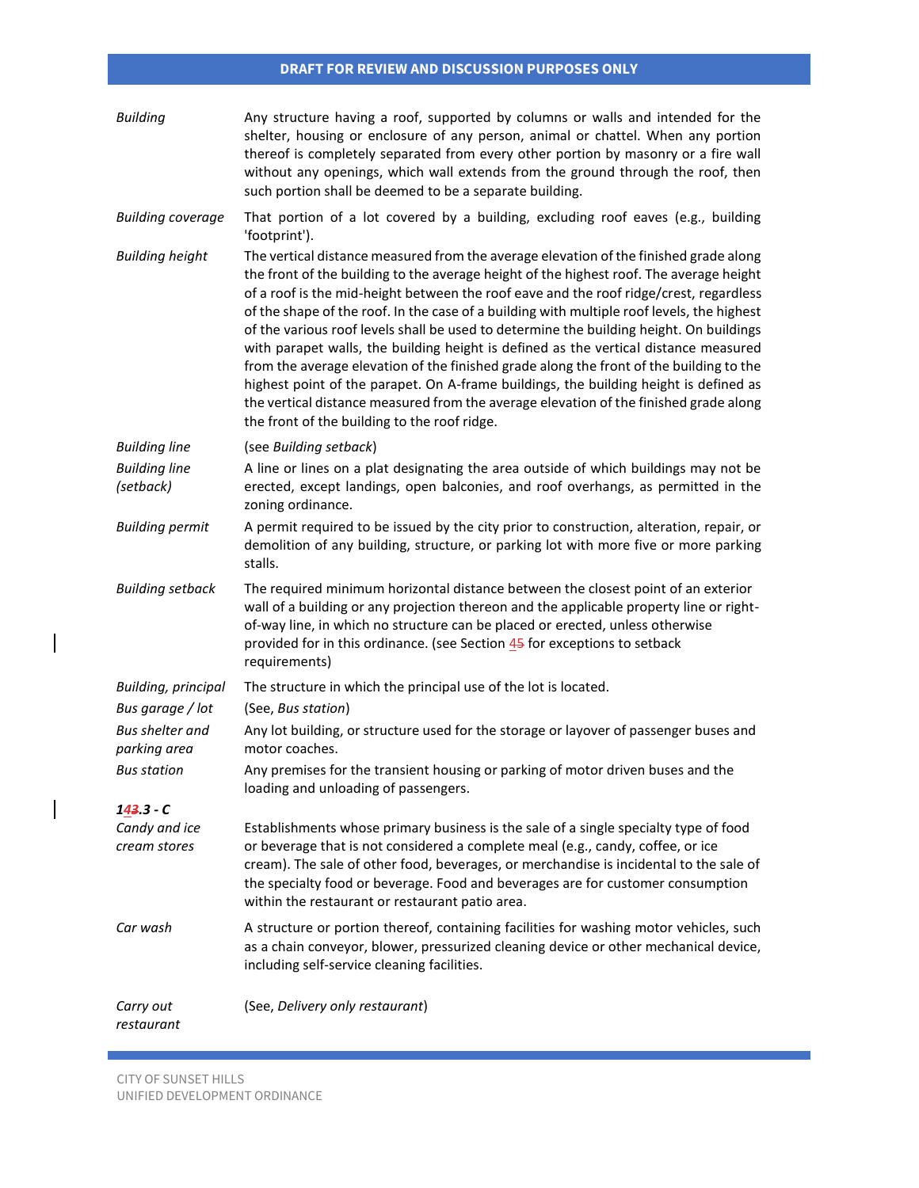| | |
|---|---|
| *Building* | Any structure having a roof, supported by columns or walls and intended for the shelter, housing or enclosure of any person, animal or chattel. When any portion thereof is completely separated from every other portion by masonry or a fire wall without any openings, which wall extends from the ground through the roof, then such portion shall be deemed to be a separate building. |
| *Building coverage* | That portion of a lot covered by a building, excluding roof eaves (e.g., building 'footprint'). |
| *Building height* | The vertical distance measured from the average elevation of the finished grade along the front of the building to the average height of the highest roof. The average height of a roof is the mid-height between the roof eave and the roof ridge/crest, regardless of the shape of the roof. In the case of a building with multiple roof levels, the highest of the various roof levels shall be used to determine the building height. On buildings with parapet walls, the building height is defined as the vertical distance measured from the average elevation of the finished grade along the front of the building to the highest point of the parapet. On A-frame buildings, the building height is defined as the vertical distance measured from the average elevation of the finished grade along the front of the building to the roof ridge. |
| *Building line* | (see *Building setback*) |
| *Building line (setback)* | A line or lines on a plat designating the area outside of which buildings may not be erected, except landings, open balconies, and roof overhangs, as permitted in the zoning ordinance. |
| *Building permit* | A permit required to be issued by the city prior to construction, alteration, repair, or demolition of any building, structure, or parking lot with more five or more parking stalls. |
| *Building setback* | The required minimum horizontal distance between the closest point of an exterior wall of a building or any projection thereon and the applicable property line or right-of-way line, in which no structure can be placed or erected, unless otherwise provided for in this ordinance. (see Section 45 for exceptions to setback requirements) |
| *Building, principal* | The structure in which the principal use of the lot is located. |
| *Bus garage / lot* | (See, *Bus station*) |
| *Bus shelter and parking area* | Any lot building, or structure used for the storage or layover of passenger buses and motor coaches. |
| *Bus station* | Any premises for the transient housing or parking of motor driven buses and the loading and unloading of passengers. |

***143.3 - C***

| | |
|---|---|
| *Candy and ice cream stores* | Establishments whose primary business is the sale of a single specialty type of food or beverage that is not considered a complete meal (e.g., candy, coffee, or ice cream). The sale of other food, beverages, or merchandise is incidental to the sale of the specialty food or beverage. Food and beverages are for customer consumption within the restaurant or restaurant patio area. |
| *Car wash* | A structure or portion thereof, containing facilities for washing motor vehicles, such as a chain conveyor, blower, pressurized cleaning device or other mechanical device, including self-service cleaning facilities. |
| *Carry out restaurant* | (See, *Delivery only restaurant*) |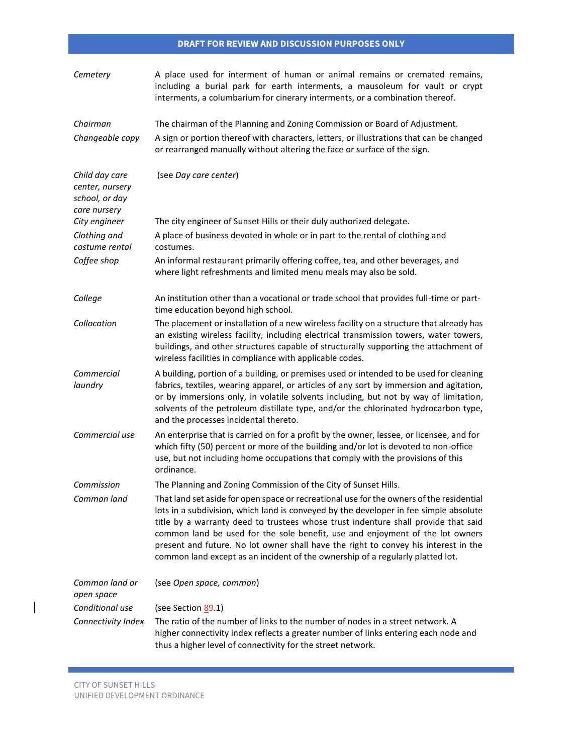| | |
|---|---|
| *Cemetery* | A place used for interment of human or animal remains or cremated remains, including a burial park for earth interments, a mausoleum for vault or crypt interments, a columbarium for cinerary interments, or a combination thereof. |
| *Chairman* | The chairman of the Planning and Zoning Commission or Board of Adjustment. |
| *Changeable copy* | A sign or portion thereof with characters, letters, or illustrations that can be changed or rearranged manually without altering the face or surface of the sign. |
| *Child day care center, nursery school, or day care nursery* | (see *Day care center*) |
| *City engineer* | The city engineer of Sunset Hills or their duly authorized delegate. |
| *Clothing and costume rental* | A place of business devoted in whole or in part to the rental of clothing and costumes. |
| *Coffee shop* | An informal restaurant primarily offering coffee, tea, and other beverages, and where light refreshments and limited menu meals may also be sold. |
| *College* | An institution other than a vocational or trade school that provides full-time or part-time education beyond high school. |
| *Collocation* | The placement or installation of a new wireless facility on a structure that already has an existing wireless facility, including electrical transmission towers, water towers, buildings, and other structures capable of structurally supporting the attachment of wireless facilities in compliance with applicable codes. |
| *Commercial laundry* | A building, portion of a building, or premises used or intended to be used for cleaning fabrics, textiles, wearing apparel, or articles of any sort by immersion and agitation, or by immersions only, in volatile solvents including, but not by way of limitation, solvents of the petroleum distillate type, and/or the chlorinated hydrocarbon type, and the processes incidental thereto. |
| *Commercial use* | An enterprise that is carried on for a profit by the owner, lessee, or licensee, and for which fifty (50) percent or more of the building and/or lot is devoted to non-office use, but not including home occupations that comply with the provisions of this ordinance. |
| *Commission* | The Planning and Zoning Commission of the City of Sunset Hills. |
| *Common land* | That land set aside for open space or recreational use for the owners of the residential lots in a subdivision, which land is conveyed by the developer in fee simple absolute title by a warranty deed to trustees whose trust indenture shall provide that said common land be used for the sole benefit, use and enjoyment of the lot owners present and future. No lot owner shall have the right to convey his interest in the common land except as an incident of the ownership of a regularly platted lot. |
| *Common land or open space* | (see *Open space, common*) |
| *Conditional use* | (see Section ~~9~~8.1) |
| *Connectivity Index* | The ratio of the number of links to the number of nodes in a street network. A higher connectivity index reflects a greater number of links entering each node and thus a higher level of connectivity for the street network. |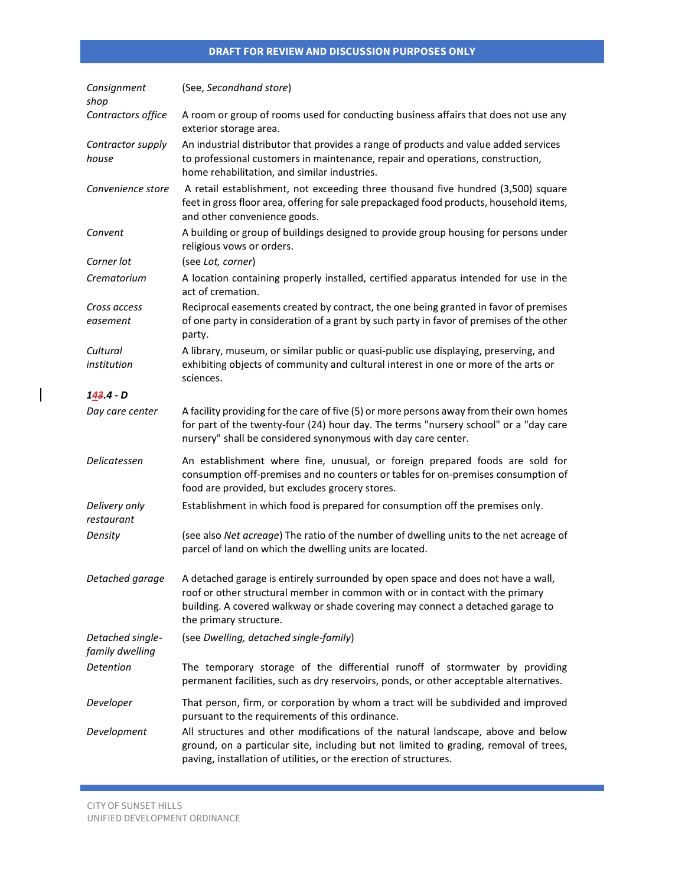| | |
|---|---|
| *Consignment shop* | (See, *Secondhand store*) |
| *Contractors office* | A room or group of rooms used for conducting business affairs that does not use any exterior storage area. |
| *Contractor supply house* | An industrial distributor that provides a range of products and value added services to professional customers in maintenance, repair and operations, construction, home rehabilitation, and similar industries. |
| *Convenience store* | A retail establishment, not exceeding three thousand five hundred (3,500) square feet in gross floor area, offering for sale prepackaged food products, household items, and other convenience goods. |
| *Convent* | A building or group of buildings designed to provide group housing for persons under religious vows or orders. |
| *Corner lot* | (see *Lot, corner*) |
| *Crematorium* | A location containing properly installed, certified apparatus intended for use in the act of cremation. |
| *Cross access easement* | Reciprocal easements created by contract, the one being granted in favor of premises of one party in consideration of a grant by such party in favor of premises of the other party. |
| *Cultural institution* | A library, museum, or similar public or quasi-public use displaying, preserving, and exhibiting objects of community and cultural interest in one or more of the arts or sciences. |

***1~~4~~3.4 - D***

| | |
|---|---|
| *Day care center* | A facility providing for the care of five (5) or more persons away from their own homes for part of the twenty-four (24) hour day. The terms "nursery school" or a "day care nursery" shall be considered synonymous with day care center. |
| *Delicatessen* | An establishment where fine, unusual, or foreign prepared foods are sold for consumption off-premises and no counters or tables for on-premises consumption of food are provided, but excludes grocery stores. |
| *Delivery only restaurant* | Establishment in which food is prepared for consumption off the premises only. |
| *Density* | (see also *Net acreage*) The ratio of the number of dwelling units to the net acreage of parcel of land on which the dwelling units are located. |
| *Detached garage* | A detached garage is entirely surrounded by open space and does not have a wall, roof or other structural member in common with or in contact with the primary building. A covered walkway or shade covering may connect a detached garage to the primary structure. |
| *Detached single-family dwelling* | (see *Dwelling, detached single-family*) |
| *Detention* | The temporary storage of the differential runoff of stormwater by providing permanent facilities, such as dry reservoirs, ponds, or other acceptable alternatives. |
| *Developer* | That person, firm, or corporation by whom a tract will be subdivided and improved pursuant to the requirements of this ordinance. |
| *Development* | All structures and other modifications of the natural landscape, above and below ground, on a particular site, including but not limited to grading, removal of trees, paving, installation of utilities, or the erection of structures. |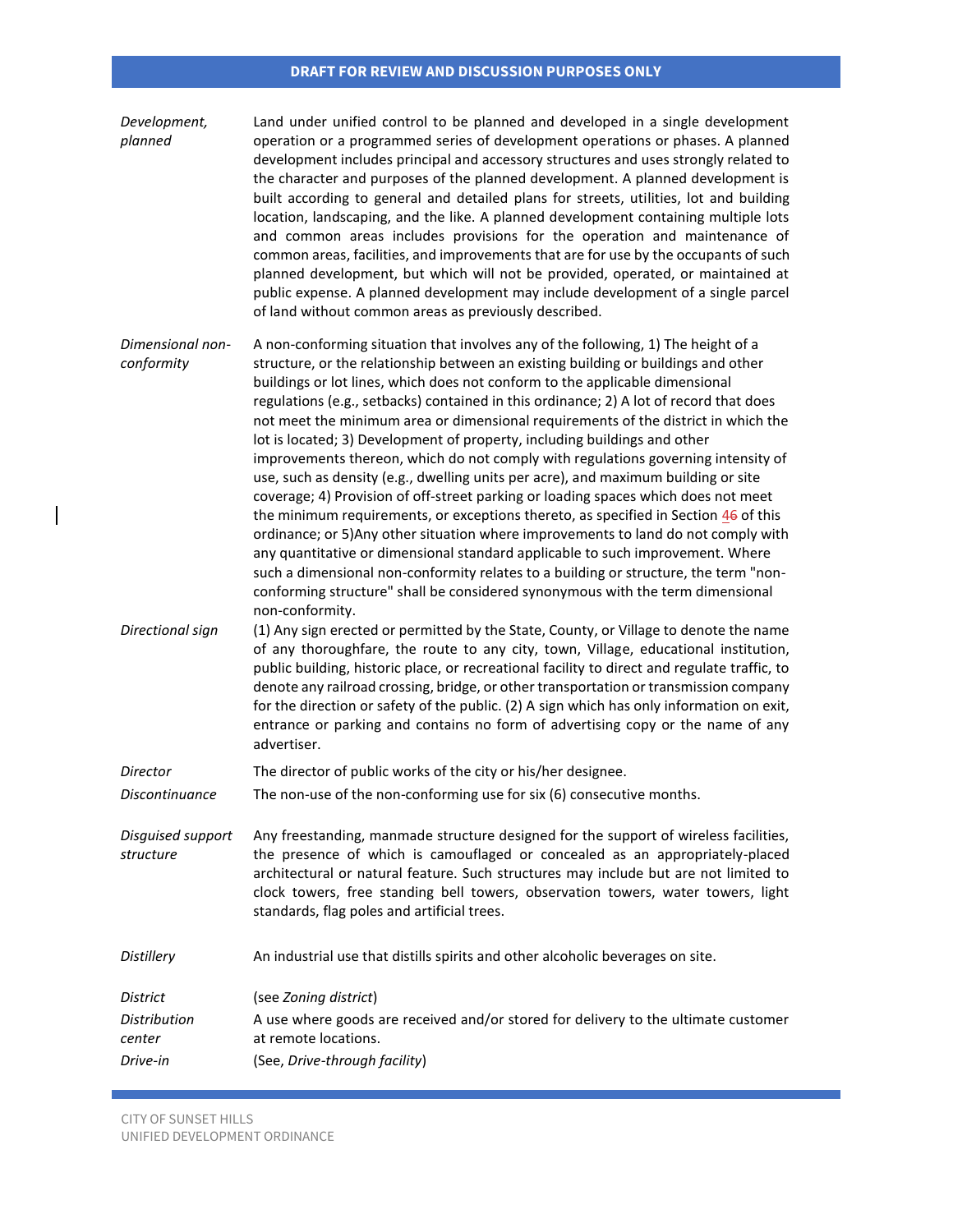| | |
|---|---|
| *Development, planned* | Land under unified control to be planned and developed in a single development operation or a programmed series of development operations or phases. A planned development includes principal and accessory structures and uses strongly related to the character and purposes of the planned development. A planned development is built according to general and detailed plans for streets, utilities, lot and building location, landscaping, and the like. A planned development containing multiple lots and common areas includes provisions for the operation and maintenance of common areas, facilities, and improvements that are for use by the occupants of such planned development, but which will not be provided, operated, or maintained at public expense. A planned development may include development of a single parcel of land without common areas as previously described. |
| *Dimensional non-conformity* | A non-conforming situation that involves any of the following, 1) The height of a structure, or the relationship between an existing building or buildings and other buildings or lot lines, which does not conform to the applicable dimensional regulations (e.g., setbacks) contained in this ordinance; 2) A lot of record that does not meet the minimum area or dimensional requirements of the district in which the lot is located; 3) Development of property, including buildings and other improvements thereon, which do not comply with regulations governing intensity of use, such as density (e.g., dwelling units per acre), and maximum building or site coverage; 4) Provision of off-street parking or loading spaces which does not meet the minimum requirements, or exceptions thereto, as specified in Section ~~4~~6 of this ordinance; or 5)Any other situation where improvements to land do not comply with any quantitative or dimensional standard applicable to such improvement. Where such a dimensional non-conformity relates to a building or structure, the term "non-conforming structure" shall be considered synonymous with the term dimensional non-conformity. |
| *Directional sign* | (1) Any sign erected or permitted by the State, County, or Village to denote the name of any thoroughfare, the route to any city, town, Village, educational institution, public building, historic place, or recreational facility to direct and regulate traffic, to denote any railroad crossing, bridge, or other transportation or transmission company for the direction or safety of the public. (2) A sign which has only information on exit, entrance or parking and contains no form of advertising copy or the name of any advertiser. |
| *Director* | The director of public works of the city or his/her designee. |
| *Discontinuance* | The non-use of the non-conforming use for six (6) consecutive months. |
| *Disguised support structure* | Any freestanding, manmade structure designed for the support of wireless facilities, the presence of which is camouflaged or concealed as an appropriately-placed architectural or natural feature. Such structures may include but are not limited to clock towers, free standing bell towers, observation towers, water towers, light standards, flag poles and artificial trees. |
| *Distillery* | An industrial use that distills spirits and other alcoholic beverages on site. |
| *District* | (see *Zoning district*) |
| *Distribution center* | A use where goods are received and/or stored for delivery to the ultimate customer at remote locations. |
| *Drive-in* | (See, *Drive-through facility*) |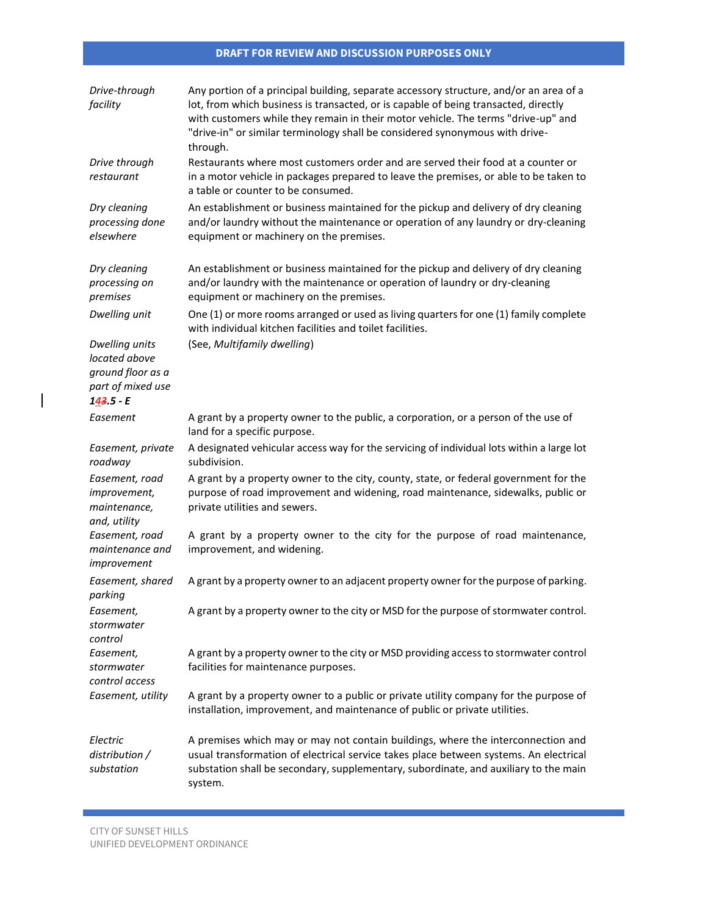| | |
|---|---|
| *Drive-through facility* | Any portion of a principal building, separate accessory structure, and/or an area of a lot, from which business is transacted, or is capable of being transacted, directly with customers while they remain in their motor vehicle. The terms "drive-up" and "drive-in" or similar terminology shall be considered synonymous with drive-through. |
| *Drive through restaurant* | Restaurants where most customers order and are served their food at a counter or in a motor vehicle in packages prepared to leave the premises, or able to be taken to a table or counter to be consumed. |
| *Dry cleaning processing done elsewhere* | An establishment or business maintained for the pickup and delivery of dry cleaning and/or laundry without the maintenance or operation of any laundry or dry-cleaning equipment or machinery on the premises. |
| *Dry cleaning processing on premises* | An establishment or business maintained for the pickup and delivery of dry cleaning and/or laundry with the maintenance or operation of laundry or dry-cleaning equipment or machinery on the premises. |
| *Dwelling unit* | One (1) or more rooms arranged or used as living quarters for one (1) family complete with individual kitchen facilities and toilet facilities. |
| *Dwelling units located above ground floor as a part of mixed use* ***143.5 - E*** | (See, *Multifamily dwelling*) |
| *Easement* | A grant by a property owner to the public, a corporation, or a person of the use of land for a specific purpose. |
| *Easement, private roadway* | A designated vehicular access way for the servicing of individual lots within a large lot subdivision. |
| *Easement, road improvement, maintenance, and, utility* | A grant by a property owner to the city, county, state, or federal government for the purpose of road improvement and widening, road maintenance, sidewalks, public or private utilities and sewers. |
| *Easement, road maintenance and improvement* | A grant by a property owner to the city for the purpose of road maintenance, improvement, and widening. |
| *Easement, shared parking* | A grant by a property owner to an adjacent property owner for the purpose of parking. |
| *Easement, stormwater control* | A grant by a property owner to the city or MSD for the purpose of stormwater control. |
| *Easement, stormwater control access* | A grant by a property owner to the city or MSD providing access to stormwater control facilities for maintenance purposes. |
| *Easement, utility* | A grant by a property owner to a public or private utility company for the purpose of installation, improvement, and maintenance of public or private utilities. |
| *Electric distribution / substation* | A premises which may or may not contain buildings, where the interconnection and usual transformation of electrical service takes place between systems. An electrical substation shall be secondary, supplementary, subordinate, and auxiliary to the main system. |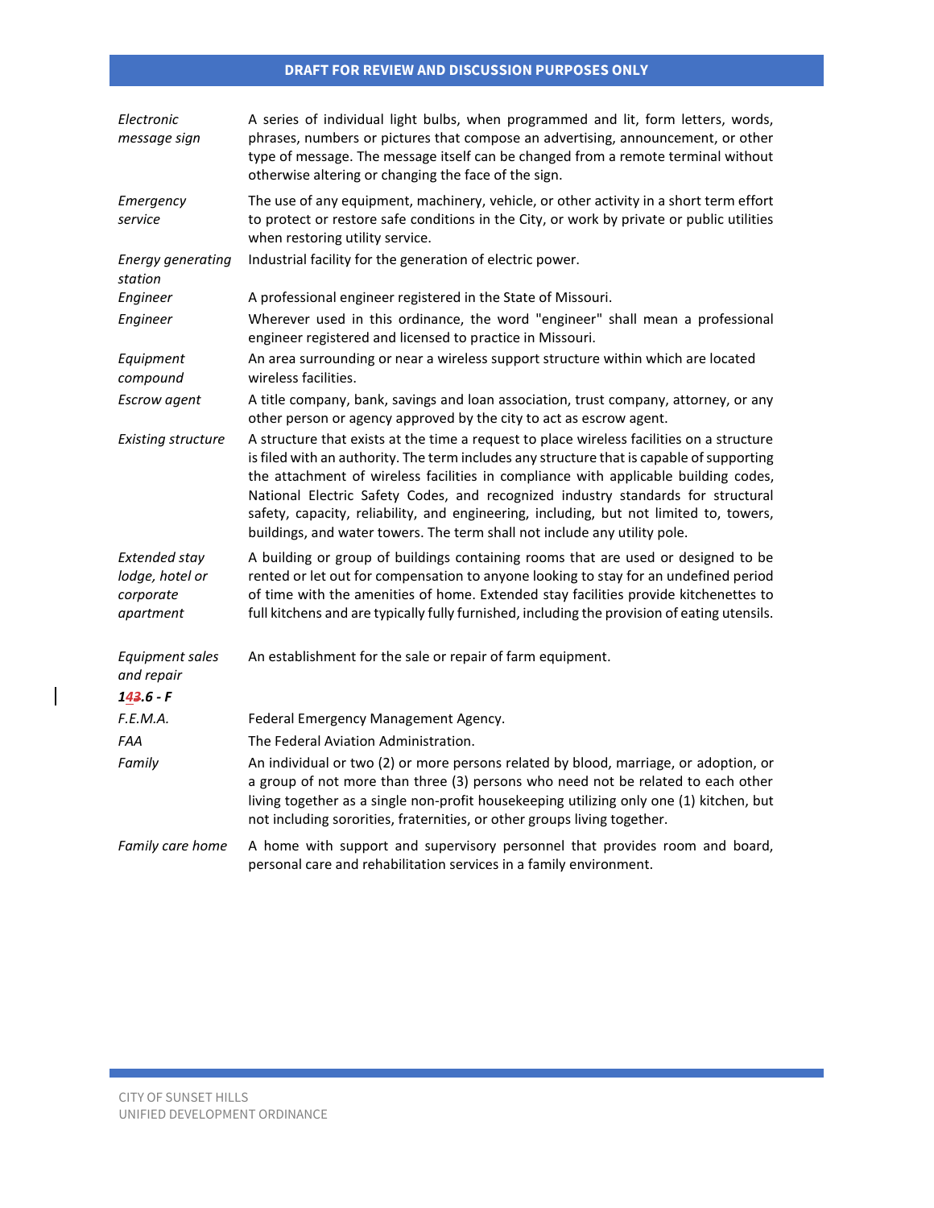**DRAFT FOR REVIEW AND DISCUSSION PURPOSES ONLY**

| | |
|---|---|
| *Electronic message sign* | A series of individual light bulbs, when programmed and lit, form letters, words, phrases, numbers or pictures that compose an advertising, announcement, or other type of message. The message itself can be changed from a remote terminal without otherwise altering or changing the face of the sign. |
| *Emergency service* | The use of any equipment, machinery, vehicle, or other activity in a short term effort to protect or restore safe conditions in the City, or work by private or public utilities when restoring utility service. |
| *Energy generating station* | Industrial facility for the generation of electric power. |
| *Engineer* | A professional engineer registered in the State of Missouri. |
| *Engineer* | Wherever used in this ordinance, the word "engineer" shall mean a professional engineer registered and licensed to practice in Missouri. |
| *Equipment compound* | An area surrounding or near a wireless support structure within which are located wireless facilities. |
| *Escrow agent* | A title company, bank, savings and loan association, trust company, attorney, or any other person or agency approved by the city to act as escrow agent. |
| *Existing structure* | A structure that exists at the time a request to place wireless facilities on a structure is filed with an authority. The term includes any structure that is capable of supporting the attachment of wireless facilities in compliance with applicable building codes, National Electric Safety Codes, and recognized industry standards for structural safety, capacity, reliability, and engineering, including, but not limited to, towers, buildings, and water towers. The term shall not include any utility pole. |
| *Extended stay lodge, hotel or corporate apartment* | A building or group of buildings containing rooms that are used or designed to be rented or let out for compensation to anyone looking to stay for an undefined period of time with the amenities of home. Extended stay facilities provide kitchenettes to full kitchens and are typically fully furnished, including the provision of eating utensils. |
| *Equipment sales and repair* | An establishment for the sale or repair of farm equipment. |

***143.6 - F***

| | |
|---|---|
| *F.E.M.A.* | Federal Emergency Management Agency. |
| *FAA* | The Federal Aviation Administration. |
| *Family* | An individual or two (2) or more persons related by blood, marriage, or adoption, or a group of not more than three (3) persons who need not be related to each other living together as a single non-profit housekeeping utilizing only one (1) kitchen, but not including sororities, fraternities, or other groups living together. |
| *Family care home* | A home with support and supervisory personnel that provides room and board, personal care and rehabilitation services in a family environment. |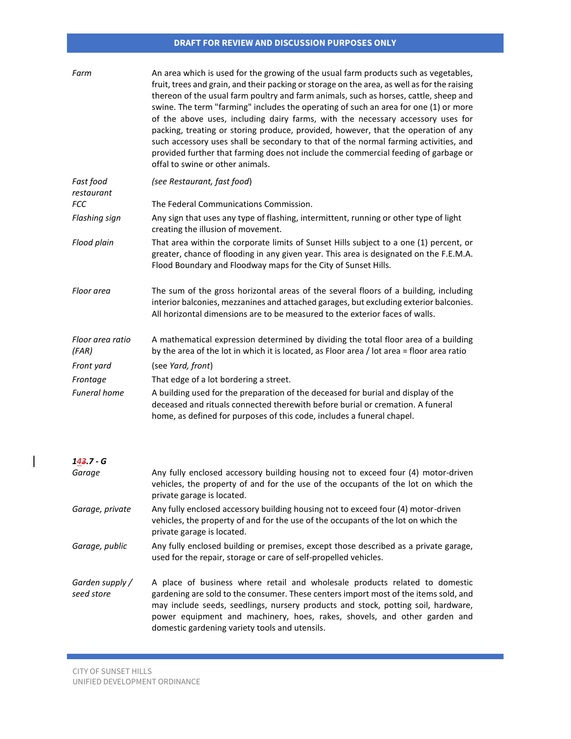| | |
|---|---|
| *Farm* | An area which is used for the growing of the usual farm products such as vegetables, fruit, trees and grain, and their packing or storage on the area, as well as for the raising thereon of the usual farm poultry and farm animals, such as horses, cattle, sheep and swine. The term "farming" includes the operating of such an area for one (1) or more of the above uses, including dairy farms, with the necessary accessory uses for packing, treating or storing produce, provided, however, that the operation of any such accessory uses shall be secondary to that of the normal farming activities, and provided further that farming does not include the commercial feeding of garbage or offal to swine or other animals. |
| *Fast food restaurant* | *(see Restaurant, fast food)* |
| *FCC* | The Federal Communications Commission. |
| *Flashing sign* | Any sign that uses any type of flashing, intermittent, running or other type of light creating the illusion of movement. |
| *Flood plain* | That area within the corporate limits of Sunset Hills subject to a one (1) percent, or greater, chance of flooding in any given year. This area is designated on the F.E.M.A. Flood Boundary and Floodway maps for the City of Sunset Hills. |
| *Floor area* | The sum of the gross horizontal areas of the several floors of a building, including interior balconies, mezzanines and attached garages, but excluding exterior balconies. All horizontal dimensions are to be measured to the exterior faces of walls. |
| *Floor area ratio (FAR)* | A mathematical expression determined by dividing the total floor area of a building by the area of the lot in which it is located, as Floor area / lot area = floor area ratio |
| *Front yard* | (see *Yard, front*) |
| *Frontage* | That edge of a lot bordering a street. |
| *Funeral home* | A building used for the preparation of the deceased for burial and display of the deceased and rituals connected therewith before burial or cremation. A funeral home, as defined for purposes of this code, includes a funeral chapel. |

### *1~~4~~3.7 - G*

| | |
|---|---|
| *Garage* | Any fully enclosed accessory building housing not to exceed four (4) motor-driven vehicles, the property of and for the use of the occupants of the lot on which the private garage is located. |
| *Garage, private* | Any fully enclosed accessory building housing not to exceed four (4) motor-driven vehicles, the property of and for the use of the occupants of the lot on which the private garage is located. |
| *Garage, public* | Any fully enclosed building or premises, except those described as a private garage, used for the repair, storage or care of self-propelled vehicles. |
| *Garden supply / seed store* | A place of business where retail and wholesale products related to domestic gardening are sold to the consumer. These centers import most of the items sold, and may include seeds, seedlings, nursery products and stock, potting soil, hardware, power equipment and machinery, hoes, rakes, shovels, and other garden and domestic gardening variety tools and utensils. |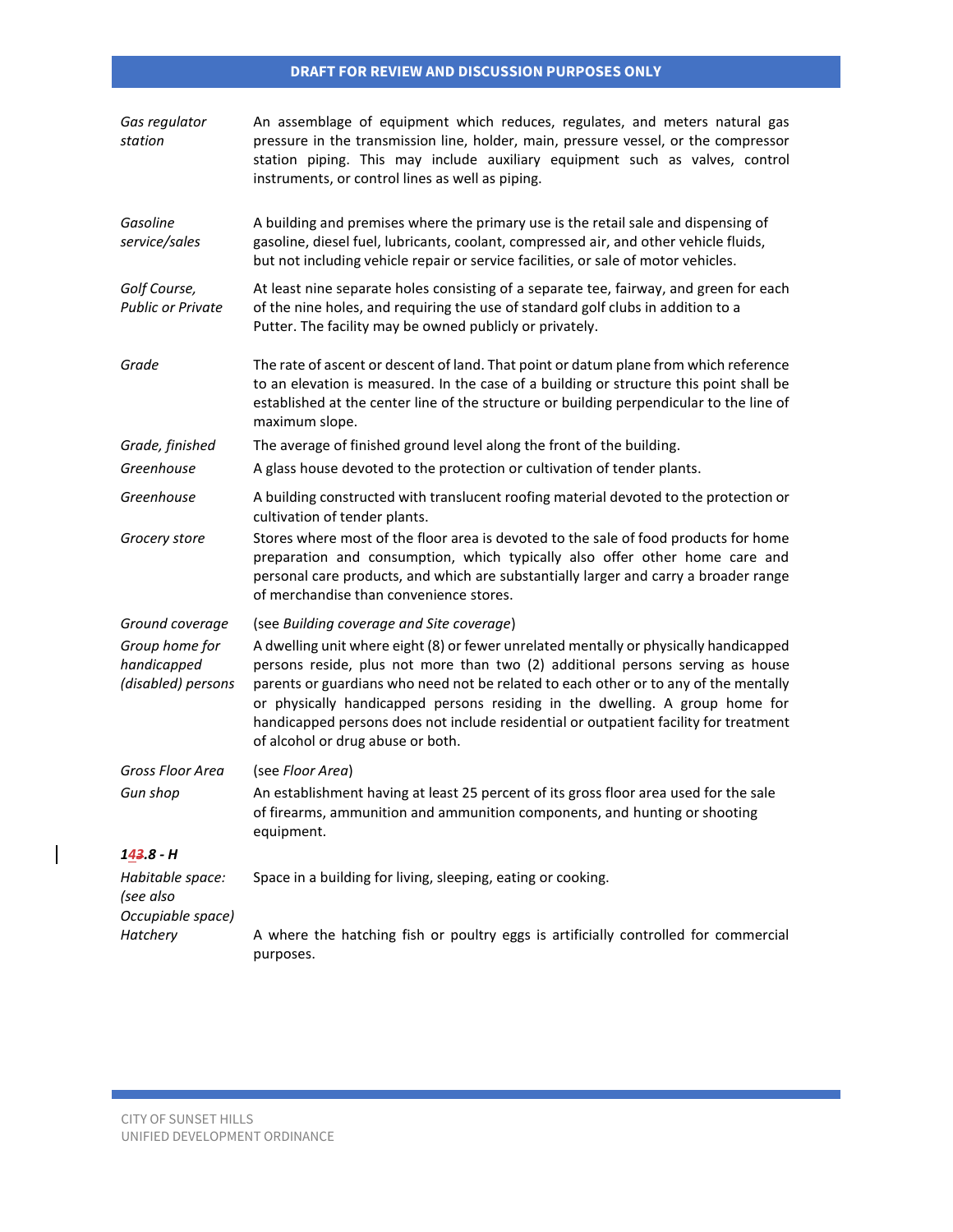| | |
|---|---|
| *Gas regulator station* | An assemblage of equipment which reduces, regulates, and meters natural gas pressure in the transmission line, holder, main, pressure vessel, or the compressor station piping. This may include auxiliary equipment such as valves, control instruments, or control lines as well as piping. |
| *Gasoline service/sales* | A building and premises where the primary use is the retail sale and dispensing of gasoline, diesel fuel, lubricants, coolant, compressed air, and other vehicle fluids, but not including vehicle repair or service facilities, or sale of motor vehicles. |
| *Golf Course, Public or Private* | At least nine separate holes consisting of a separate tee, fairway, and green for each of the nine holes, and requiring the use of standard golf clubs in addition to a Putter. The facility may be owned publicly or privately. |
| *Grade* | The rate of ascent or descent of land. That point or datum plane from which reference to an elevation is measured. In the case of a building or structure this point shall be established at the center line of the structure or building perpendicular to the line of maximum slope. |
| *Grade, finished* | The average of finished ground level along the front of the building. |
| *Greenhouse* | A glass house devoted to the protection or cultivation of tender plants. |
| *Greenhouse* | A building constructed with translucent roofing material devoted to the protection or cultivation of tender plants. |
| *Grocery store* | Stores where most of the floor area is devoted to the sale of food products for home preparation and consumption, which typically also offer other home care and personal care products, and which are substantially larger and carry a broader range of merchandise than convenience stores. |
| *Ground coverage* | (see *Building coverage and Site coverage*) |
| *Group home for handicapped (disabled) persons* | A dwelling unit where eight (8) or fewer unrelated mentally or physically handicapped persons reside, plus not more than two (2) additional persons serving as house parents or guardians who need not be related to each other or to any of the mentally or physically handicapped persons residing in the dwelling. A group home for handicapped persons does not include residential or outpatient facility for treatment of alcohol or drug abuse or both. |
| *Gross Floor Area* | (see *Floor Area*) |
| *Gun shop* | An establishment having at least 25 percent of its gross floor area used for the sale of firearms, ammunition and ammunition components, and hunting or shooting equipment. |

***143.8 - H***

| | |
|---|---|
| *Habitable space: (see also Occupiable space)* | Space in a building for living, sleeping, eating or cooking. |
| *Hatchery* | A where the hatching fish or poultry eggs is artificially controlled for commercial purposes. |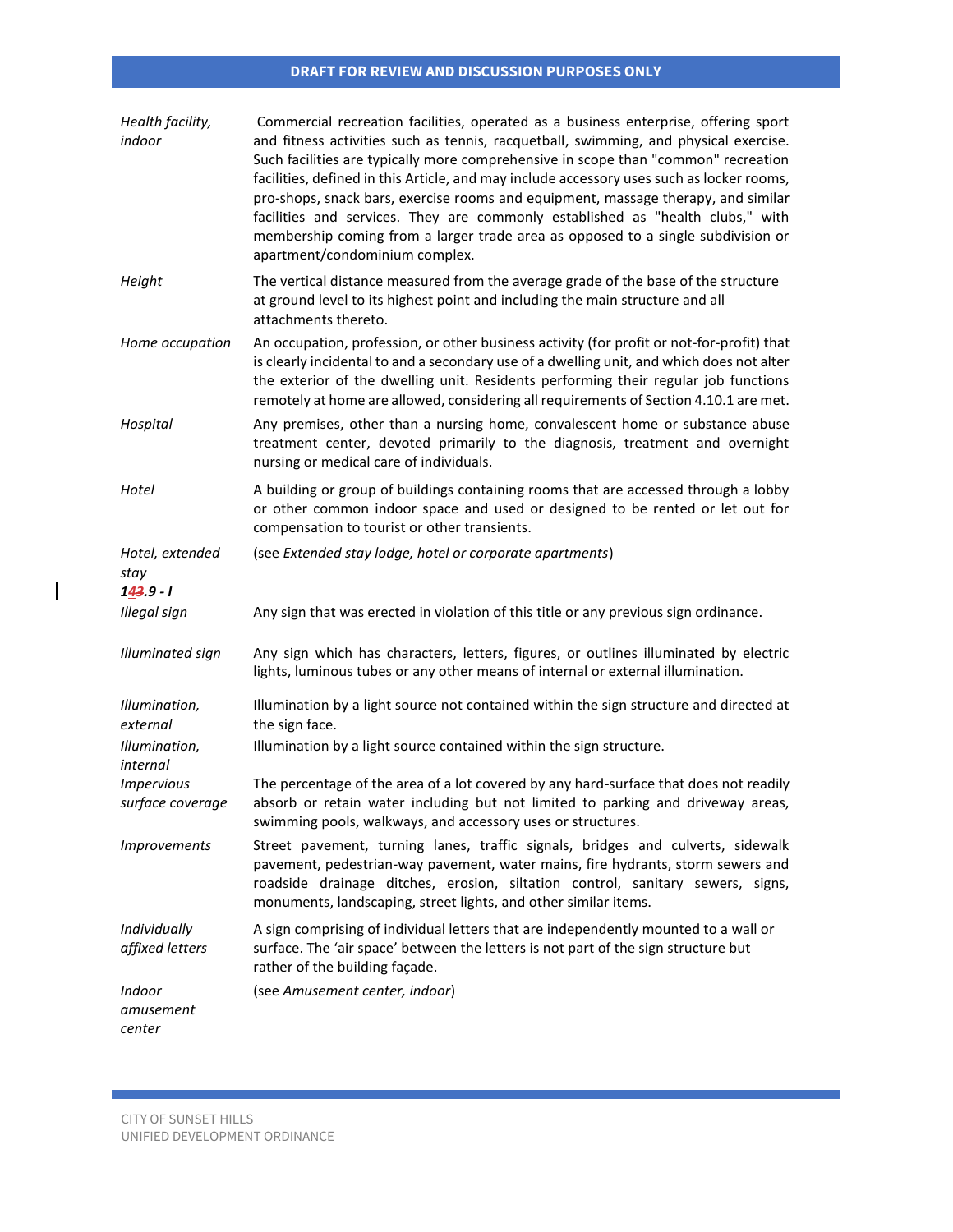| | |
|---|---|
| *Health facility, indoor* | Commercial recreation facilities, operated as a business enterprise, offering sport and fitness activities such as tennis, racquetball, swimming, and physical exercise. Such facilities are typically more comprehensive in scope than "common" recreation facilities, defined in this Article, and may include accessory uses such as locker rooms, pro-shops, snack bars, exercise rooms and equipment, massage therapy, and similar facilities and services. They are commonly established as "health clubs," with membership coming from a larger trade area as opposed to a single subdivision or apartment/condominium complex. |
| *Height* | The vertical distance measured from the average grade of the base of the structure at ground level to its highest point and including the main structure and all attachments thereto. |
| *Home occupation* | An occupation, profession, or other business activity (for profit or not-for-profit) that is clearly incidental to and a secondary use of a dwelling unit, and which does not alter the exterior of the dwelling unit. Residents performing their regular job functions remotely at home are allowed, considering all requirements of Section 4.10.1 are met. |
| *Hospital* | Any premises, other than a nursing home, convalescent home or substance abuse treatment center, devoted primarily to the diagnosis, treatment and overnight nursing or medical care of individuals. |
| *Hotel* | A building or group of buildings containing rooms that are accessed through a lobby or other common indoor space and used or designed to be rented or let out for compensation to tourist or other transients. |
| *Hotel, extended stay* | (see *Extended stay lodge, hotel or corporate apartments*) |

***1~~4~~3.9 - I***

| | |
|---|---|
| *Illegal sign* | Any sign that was erected in violation of this title or any previous sign ordinance. |
| *Illuminated sign* | Any sign which has characters, letters, figures, or outlines illuminated by electric lights, luminous tubes or any other means of internal or external illumination. |
| *Illumination, external* | Illumination by a light source not contained within the sign structure and directed at the sign face. |
| *Illumination, internal* | Illumination by a light source contained within the sign structure. |
| *Impervious surface coverage* | The percentage of the area of a lot covered by any hard-surface that does not readily absorb or retain water including but not limited to parking and driveway areas, swimming pools, walkways, and accessory uses or structures. |
| *Improvements* | Street pavement, turning lanes, traffic signals, bridges and culverts, sidewalk pavement, pedestrian-way pavement, water mains, fire hydrants, storm sewers and roadside drainage ditches, erosion, siltation control, sanitary sewers, signs, monuments, landscaping, street lights, and other similar items. |
| *Individually affixed letters* | A sign comprising of individual letters that are independently mounted to a wall or surface. The 'air space' between the letters is not part of the sign structure but rather of the building façade. |
| *Indoor amusement center* | (see *Amusement center, indoor*) |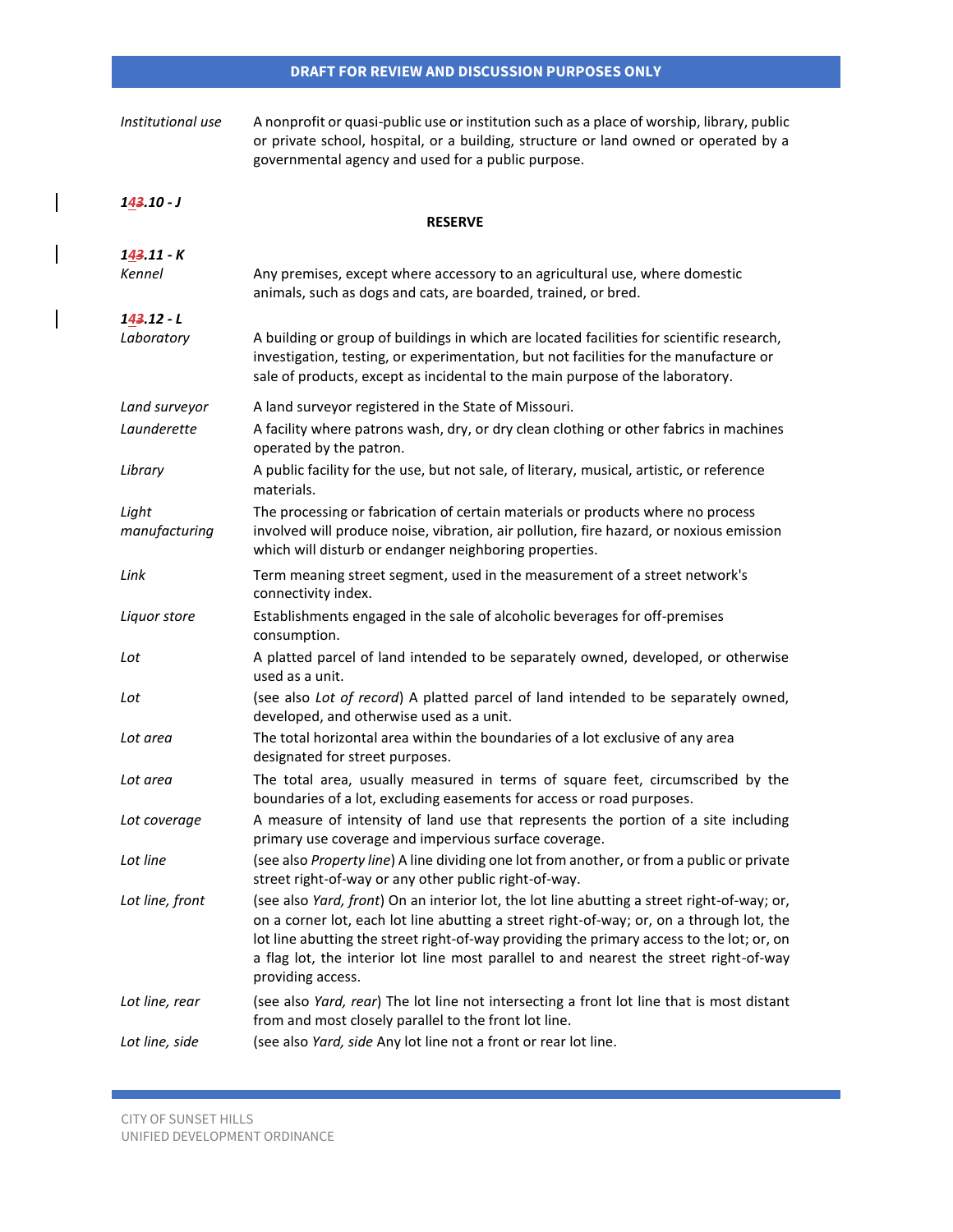| | |
|---|---|
| *Institutional use* | A nonprofit or quasi-public use or institution such as a place of worship, library, public or private school, hospital, or a building, structure or land owned or operated by a governmental agency and used for a public purpose. |

***143.10 - J***

**RESERVE**

***143.11 - K***

| | |
|---|---|
| *Kennel* | Any premises, except where accessory to an agricultural use, where domestic animals, such as dogs and cats, are boarded, trained, or bred. |

***143.12 - L***

| | |
|---|---|
| *Laboratory* | A building or group of buildings in which are located facilities for scientific research, investigation, testing, or experimentation, but not facilities for the manufacture or sale of products, except as incidental to the main purpose of the laboratory. |
| *Land surveyor* | A land surveyor registered in the State of Missouri. |
| *Launderette* | A facility where patrons wash, dry, or dry clean clothing or other fabrics in machines operated by the patron. |
| *Library* | A public facility for the use, but not sale, of literary, musical, artistic, or reference materials. |
| *Light manufacturing* | The processing or fabrication of certain materials or products where no process involved will produce noise, vibration, air pollution, fire hazard, or noxious emission which will disturb or endanger neighboring properties. |
| *Link* | Term meaning street segment, used in the measurement of a street network's connectivity index. |
| *Liquor store* | Establishments engaged in the sale of alcoholic beverages for off-premises consumption. |
| *Lot* | A platted parcel of land intended to be separately owned, developed, or otherwise used as a unit. |
| *Lot* | (see also *Lot of record*) A platted parcel of land intended to be separately owned, developed, and otherwise used as a unit. |
| *Lot area* | The total horizontal area within the boundaries of a lot exclusive of any area designated for street purposes. |
| *Lot area* | The total area, usually measured in terms of square feet, circumscribed by the boundaries of a lot, excluding easements for access or road purposes. |
| *Lot coverage* | A measure of intensity of land use that represents the portion of a site including primary use coverage and impervious surface coverage. |
| *Lot line* | (see also *Property line*) A line dividing one lot from another, or from a public or private street right-of-way or any other public right-of-way. |
| *Lot line, front* | (see also *Yard, front*) On an interior lot, the lot line abutting a street right-of-way; or, on a corner lot, each lot line abutting a street right-of-way; or, on a through lot, the lot line abutting the street right-of-way providing the primary access to the lot; or, on a flag lot, the interior lot line most parallel to and nearest the street right-of-way providing access. |
| *Lot line, rear* | (see also *Yard, rear*) The lot line not intersecting a front lot line that is most distant from and most closely parallel to the front lot line. |
| *Lot line, side* | (see also *Yard, side* Any lot line not a front or rear lot line. |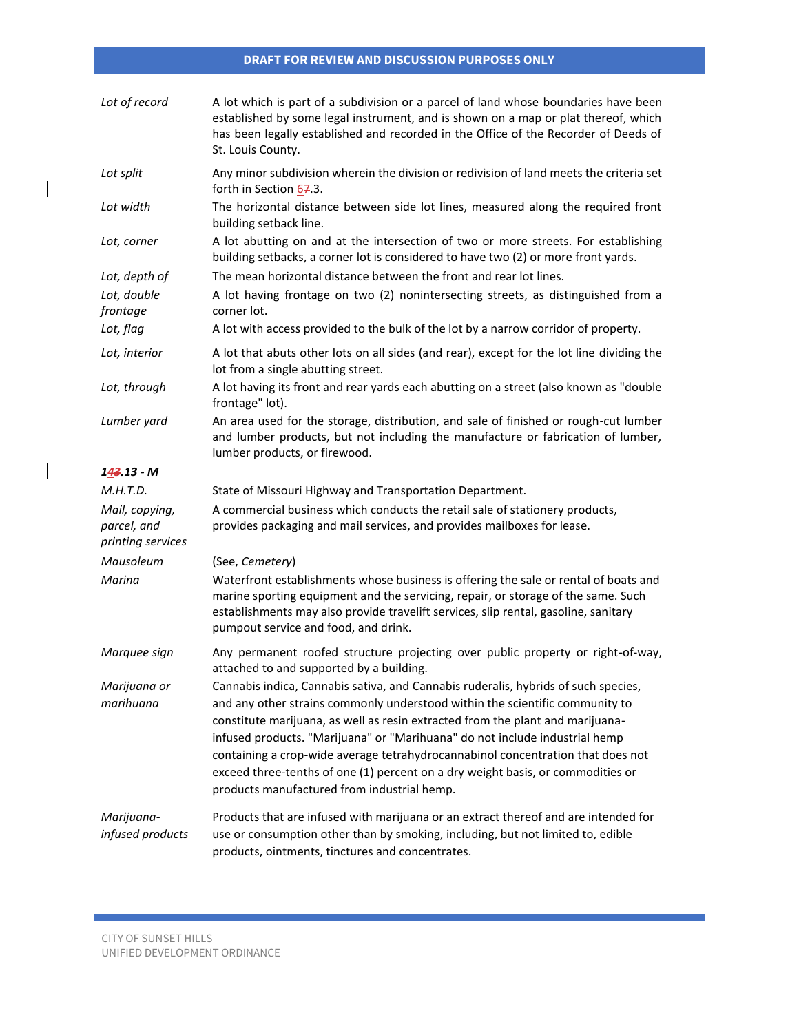| | |
|---|---|
| *Lot of record* | A lot which is part of a subdivision or a parcel of land whose boundaries have been established by some legal instrument, and is shown on a map or plat thereof, which has been legally established and recorded in the Office of the Recorder of Deeds of St. Louis County. |
| *Lot split* | Any minor subdivision wherein the division or redivision of land meets the criteria set forth in Section 67.3. |
| *Lot width* | The horizontal distance between side lot lines, measured along the required front building setback line. |
| *Lot, corner* | A lot abutting on and at the intersection of two or more streets. For establishing building setbacks, a corner lot is considered to have two (2) or more front yards. |
| *Lot, depth of* | The mean horizontal distance between the front and rear lot lines. |
| *Lot, double frontage* | A lot having frontage on two (2) nonintersecting streets, as distinguished from a corner lot. |
| *Lot, flag* | A lot with access provided to the bulk of the lot by a narrow corridor of property. |
| *Lot, interior* | A lot that abuts other lots on all sides (and rear), except for the lot line dividing the lot from a single abutting street. |
| *Lot, through* | A lot having its front and rear yards each abutting on a street (also known as "double frontage" lot). |
| *Lumber yard* | An area used for the storage, distribution, and sale of finished or rough-cut lumber and lumber products, but not including the manufacture or fabrication of lumber, lumber products, or firewood. |

### ***143.13 - M***

| | |
|---|---|
| *M.H.T.D.* | State of Missouri Highway and Transportation Department. |
| *Mail, copying, parcel, and printing services* | A commercial business which conducts the retail sale of stationery products, provides packaging and mail services, and provides mailboxes for lease. |
| *Mausoleum* | (See, *Cemetery*) |
| *Marina* | Waterfront establishments whose business is offering the sale or rental of boats and marine sporting equipment and the servicing, repair, or storage of the same. Such establishments may also provide travelift services, slip rental, gasoline, sanitary pumpout service and food, and drink. |
| *Marquee sign* | Any permanent roofed structure projecting over public property or right-of-way, attached to and supported by a building. |
| *Marijuana or marihuana* | Cannabis indica, Cannabis sativa, and Cannabis ruderalis, hybrids of such species, and any other strains commonly understood within the scientific community to constitute marijuana, as well as resin extracted from the plant and marijuana-infused products. "Marijuana" or "Marihuana" do not include industrial hemp containing a crop-wide average tetrahydrocannabinol concentration that does not exceed three-tenths of one (1) percent on a dry weight basis, or commodities or products manufactured from industrial hemp. |
| *Marijuana-infused products* | Products that are infused with marijuana or an extract thereof and are intended for use or consumption other than by smoking, including, but not limited to, edible products, ointments, tinctures and concentrates. |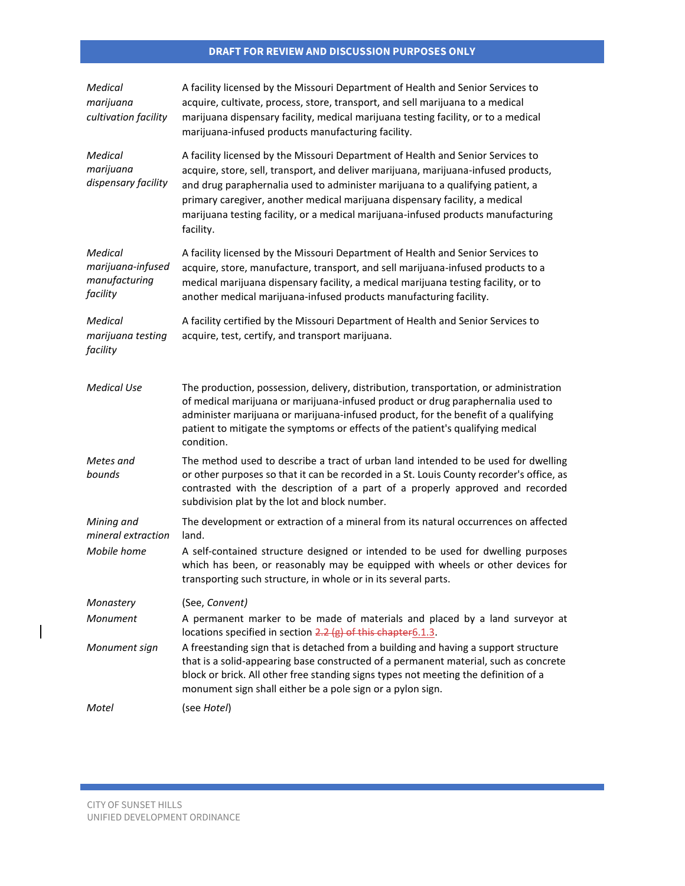| | |
|---|---|
| *Medical marijuana cultivation facility* | A facility licensed by the Missouri Department of Health and Senior Services to acquire, cultivate, process, store, transport, and sell marijuana to a medical marijuana dispensary facility, medical marijuana testing facility, or to a medical marijuana-infused products manufacturing facility. |
| *Medical marijuana dispensary facility* | A facility licensed by the Missouri Department of Health and Senior Services to acquire, store, sell, transport, and deliver marijuana, marijuana-infused products, and drug paraphernalia used to administer marijuana to a qualifying patient, a primary caregiver, another medical marijuana dispensary facility, a medical marijuana testing facility, or a medical marijuana-infused products manufacturing facility. |
| *Medical marijuana-infused manufacturing facility* | A facility licensed by the Missouri Department of Health and Senior Services to acquire, store, manufacture, transport, and sell marijuana-infused products to a medical marijuana dispensary facility, a medical marijuana testing facility, or to another medical marijuana-infused products manufacturing facility. |
| *Medical marijuana testing facility* | A facility certified by the Missouri Department of Health and Senior Services to acquire, test, certify, and transport marijuana. |
| *Medical Use* | The production, possession, delivery, distribution, transportation, or administration of medical marijuana or marijuana-infused product or drug paraphernalia used to administer marijuana or marijuana-infused product, for the benefit of a qualifying patient to mitigate the symptoms or effects of the patient's qualifying medical condition. |
| *Metes and bounds* | The method used to describe a tract of urban land intended to be used for dwelling or other purposes so that it can be recorded in a St. Louis County recorder's office, as contrasted with the description of a part of a properly approved and recorded subdivision plat by the lot and block number. |
| *Mining and mineral extraction* | The development or extraction of a mineral from its natural occurrences on affected land. |
| *Mobile home* | A self-contained structure designed or intended to be used for dwelling purposes which has been, or reasonably may be equipped with wheels or other devices for transporting such structure, in whole or in its several parts. |
| *Monastery* | (See, *Convent)* |
| *Monument* | A permanent marker to be made of materials and placed by a land surveyor at locations specified in section ~~2.2 (g) of this chapter~~6.1.3. |
| *Monument sign* | A freestanding sign that is detached from a building and having a support structure that is a solid-appearing base constructed of a permanent material, such as concrete block or brick. All other free standing signs types not meeting the definition of a monument sign shall either be a pole sign or a pylon sign. |
| *Motel* | (see *Hotel*) |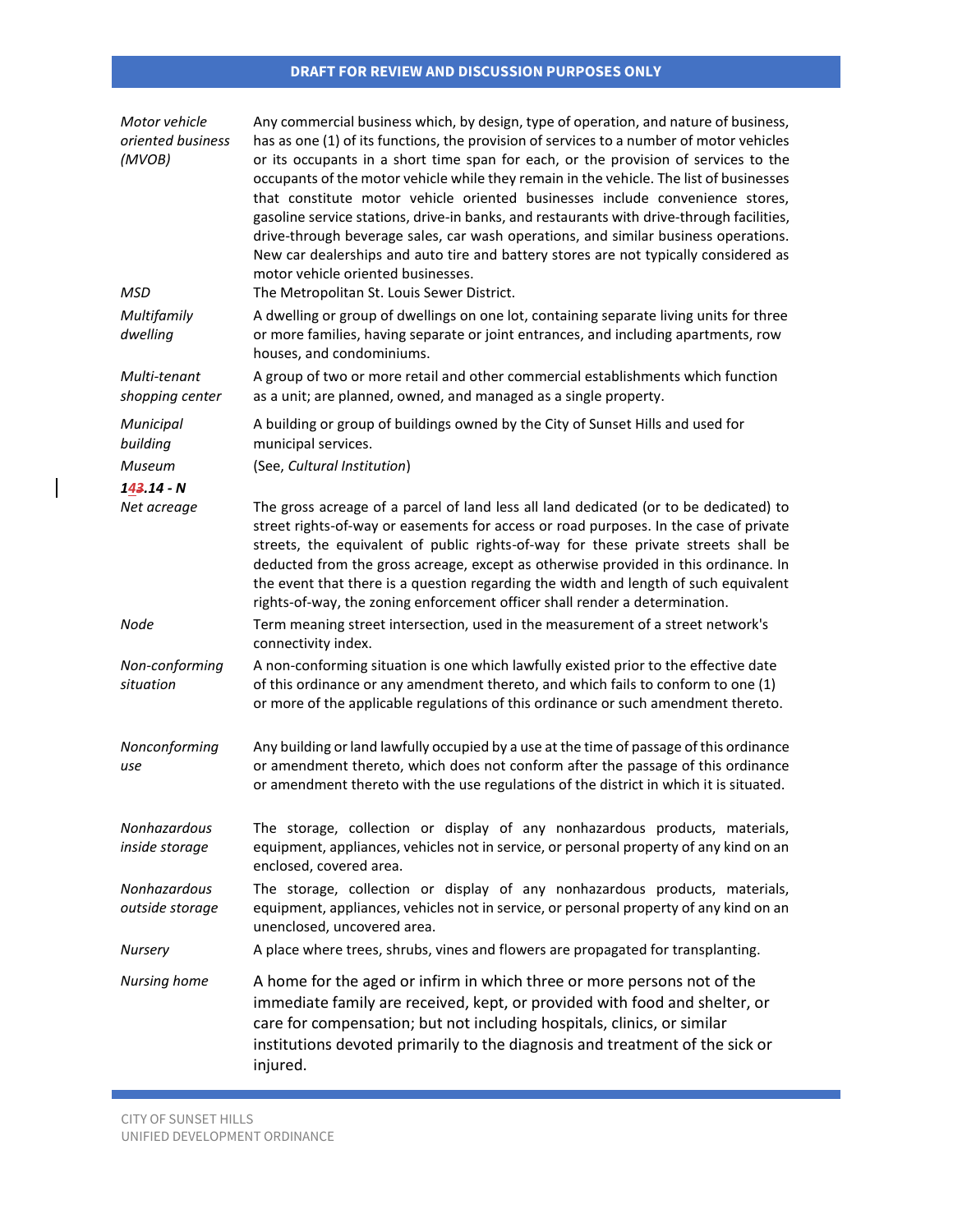| | |
|---|---|
| *Motor vehicle oriented business (MVOB)* | Any commercial business which, by design, type of operation, and nature of business, has as one (1) of its functions, the provision of services to a number of motor vehicles or its occupants in a short time span for each, or the provision of services to the occupants of the motor vehicle while they remain in the vehicle. The list of businesses that constitute motor vehicle oriented businesses include convenience stores, gasoline service stations, drive-in banks, and restaurants with drive-through facilities, drive-through beverage sales, car wash operations, and similar business operations. New car dealerships and auto tire and battery stores are not typically considered as motor vehicle oriented businesses. |
| *MSD* | The Metropolitan St. Louis Sewer District. |
| *Multifamily dwelling* | A dwelling or group of dwellings on one lot, containing separate living units for three or more families, having separate or joint entrances, and including apartments, row houses, and condominiums. |
| *Multi-tenant shopping center* | A group of two or more retail and other commercial establishments which function as a unit; are planned, owned, and managed as a single property. |
| *Municipal building* | A building or group of buildings owned by the City of Sunset Hills and used for municipal services. |
| *Museum* | (See, *Cultural Institution*) |

***143.14 - N***

| | |
|---|---|
| *Net acreage* | The gross acreage of a parcel of land less all land dedicated (or to be dedicated) to street rights-of-way or easements for access or road purposes. In the case of private streets, the equivalent of public rights-of-way for these private streets shall be deducted from the gross acreage, except as otherwise provided in this ordinance. In the event that there is a question regarding the width and length of such equivalent rights-of-way, the zoning enforcement officer shall render a determination. |
| *Node* | Term meaning street intersection, used in the measurement of a street network's connectivity index. |
| *Non-conforming situation* | A non-conforming situation is one which lawfully existed prior to the effective date of this ordinance or any amendment thereto, and which fails to conform to one (1) or more of the applicable regulations of this ordinance or such amendment thereto. |
| *Nonconforming use* | Any building or land lawfully occupied by a use at the time of passage of this ordinance or amendment thereto, which does not conform after the passage of this ordinance or amendment thereto with the use regulations of the district in which it is situated. |
| *Nonhazardous inside storage* | The storage, collection or display of any nonhazardous products, materials, equipment, appliances, vehicles not in service, or personal property of any kind on an enclosed, covered area. |
| *Nonhazardous outside storage* | The storage, collection or display of any nonhazardous products, materials, equipment, appliances, vehicles not in service, or personal property of any kind on an unenclosed, uncovered area. |
| *Nursery* | A place where trees, shrubs, vines and flowers are propagated for transplanting. |
| *Nursing home* | A home for the aged or infirm in which three or more persons not of the immediate family are received, kept, or provided with food and shelter, or care for compensation; but not including hospitals, clinics, or similar institutions devoted primarily to the diagnosis and treatment of the sick or injured. |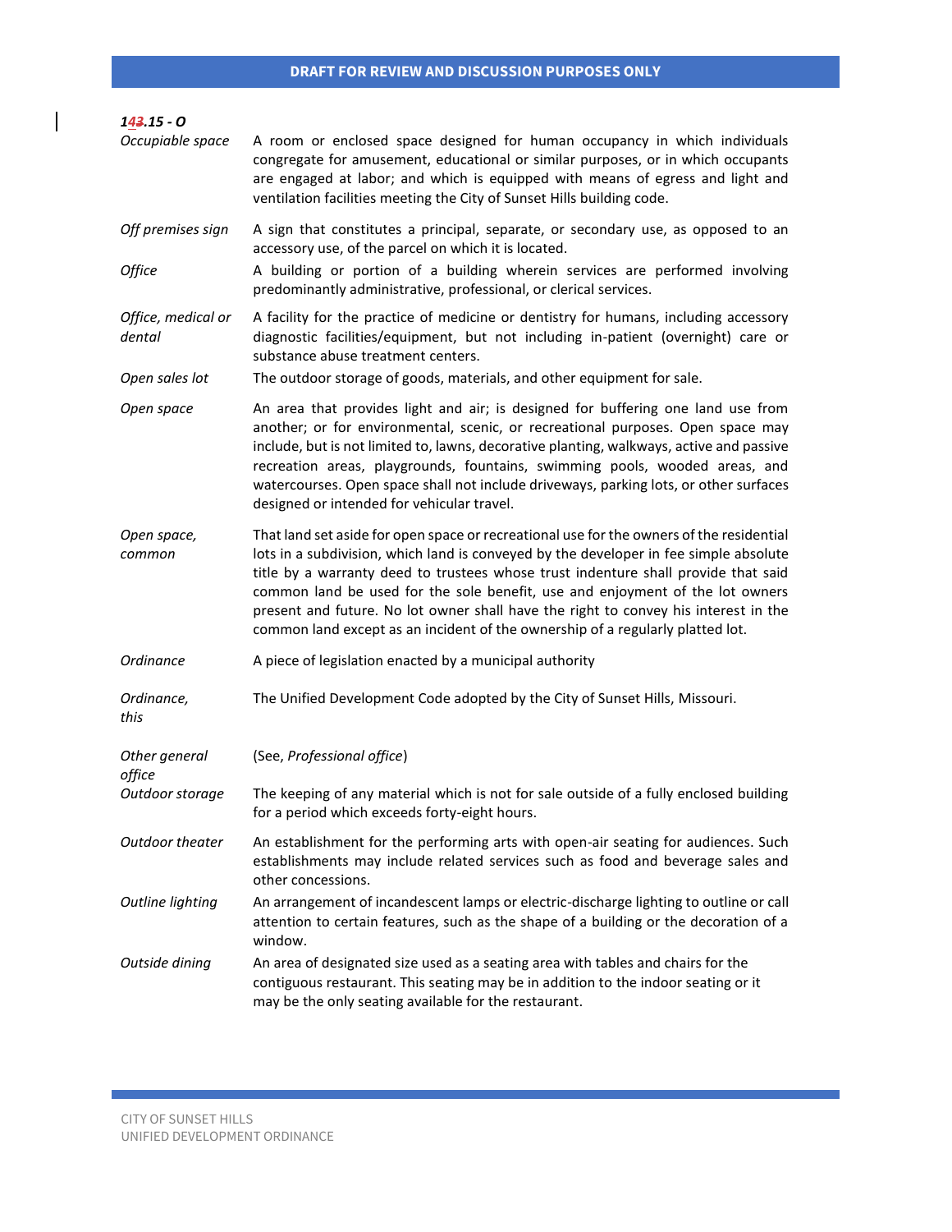### *143.15 - O*

| | |
|---|---|
| *Occupiable space* | A room or enclosed space designed for human occupancy in which individuals congregate for amusement, educational or similar purposes, or in which occupants are engaged at labor; and which is equipped with means of egress and light and ventilation facilities meeting the City of Sunset Hills building code. |
| *Off premises sign* | A sign that constitutes a principal, separate, or secondary use, as opposed to an accessory use, of the parcel on which it is located. |
| *Office* | A building or portion of a building wherein services are performed involving predominantly administrative, professional, or clerical services. |
| *Office, medical or dental* | A facility for the practice of medicine or dentistry for humans, including accessory diagnostic facilities/equipment, but not including in-patient (overnight) care or substance abuse treatment centers. |
| *Open sales lot* | The outdoor storage of goods, materials, and other equipment for sale. |
| *Open space* | An area that provides light and air; is designed for buffering one land use from another; or for environmental, scenic, or recreational purposes. Open space may include, but is not limited to, lawns, decorative planting, walkways, active and passive recreation areas, playgrounds, fountains, swimming pools, wooded areas, and watercourses. Open space shall not include driveways, parking lots, or other surfaces designed or intended for vehicular travel. |
| *Open space, common* | That land set aside for open space or recreational use for the owners of the residential lots in a subdivision, which land is conveyed by the developer in fee simple absolute title by a warranty deed to trustees whose trust indenture shall provide that said common land be used for the sole benefit, use and enjoyment of the lot owners present and future. No lot owner shall have the right to convey his interest in the common land except as an incident of the ownership of a regularly platted lot. |
| *Ordinance* | A piece of legislation enacted by a municipal authority |
| *Ordinance, this* | The Unified Development Code adopted by the City of Sunset Hills, Missouri. |
| *Other general office* | (See, *Professional office*) |
| *Outdoor storage* | The keeping of any material which is not for sale outside of a fully enclosed building for a period which exceeds forty-eight hours. |
| *Outdoor theater* | An establishment for the performing arts with open-air seating for audiences. Such establishments may include related services such as food and beverage sales and other concessions. |
| *Outline lighting* | An arrangement of incandescent lamps or electric-discharge lighting to outline or call attention to certain features, such as the shape of a building or the decoration of a window. |
| *Outside dining* | An area of designated size used as a seating area with tables and chairs for the contiguous restaurant. This seating may be in addition to the indoor seating or it may be the only seating available for the restaurant. |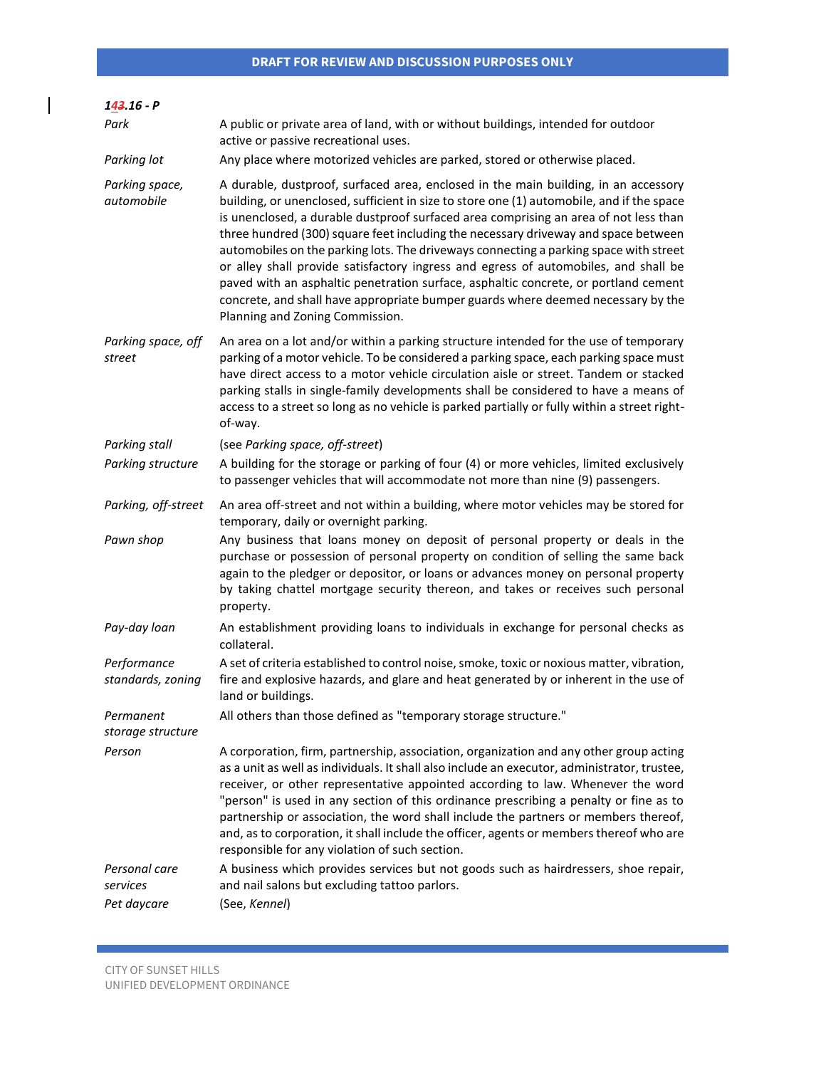### *143.16 - P*

| | |
|---|---|
| *Park* | A public or private area of land, with or without buildings, intended for outdoor active or passive recreational uses. |
| *Parking lot* | Any place where motorized vehicles are parked, stored or otherwise placed. |
| *Parking space, automobile* | A durable, dustproof, surfaced area, enclosed in the main building, in an accessory building, or unenclosed, sufficient in size to store one (1) automobile, and if the space is unenclosed, a durable dustproof surfaced area comprising an area of not less than three hundred (300) square feet including the necessary driveway and space between automobiles on the parking lots. The driveways connecting a parking space with street or alley shall provide satisfactory ingress and egress of automobiles, and shall be paved with an asphaltic penetration surface, asphaltic concrete, or portland cement concrete, and shall have appropriate bumper guards where deemed necessary by the Planning and Zoning Commission. |
| *Parking space, off street* | An area on a lot and/or within a parking structure intended for the use of temporary parking of a motor vehicle. To be considered a parking space, each parking space must have direct access to a motor vehicle circulation aisle or street. Tandem or stacked parking stalls in single-family developments shall be considered to have a means of access to a street so long as no vehicle is parked partially or fully within a street right-of-way. |
| *Parking stall* | (see *Parking space, off-street*) |
| *Parking structure* | A building for the storage or parking of four (4) or more vehicles, limited exclusively to passenger vehicles that will accommodate not more than nine (9) passengers. |
| *Parking, off-street* | An area off-street and not within a building, where motor vehicles may be stored for temporary, daily or overnight parking. |
| *Pawn shop* | Any business that loans money on deposit of personal property or deals in the purchase or possession of personal property on condition of selling the same back again to the pledger or depositor, or loans or advances money on personal property by taking chattel mortgage security thereon, and takes or receives such personal property. |
| *Pay-day loan* | An establishment providing loans to individuals in exchange for personal checks as collateral. |
| *Performance standards, zoning* | A set of criteria established to control noise, smoke, toxic or noxious matter, vibration, fire and explosive hazards, and glare and heat generated by or inherent in the use of land or buildings. |
| *Permanent storage structure* | All others than those defined as "temporary storage structure." |
| *Person* | A corporation, firm, partnership, association, organization and any other group acting as a unit as well as individuals. It shall also include an executor, administrator, trustee, receiver, or other representative appointed according to law. Whenever the word "person" is used in any section of this ordinance prescribing a penalty or fine as to partnership or association, the word shall include the partners or members thereof, and, as to corporation, it shall include the officer, agents or members thereof who are responsible for any violation of such section. |
| *Personal care services* | A business which provides services but not goods such as hairdressers, shoe repair, and nail salons but excluding tattoo parlors. |
| *Pet daycare* | (See, *Kennel*) |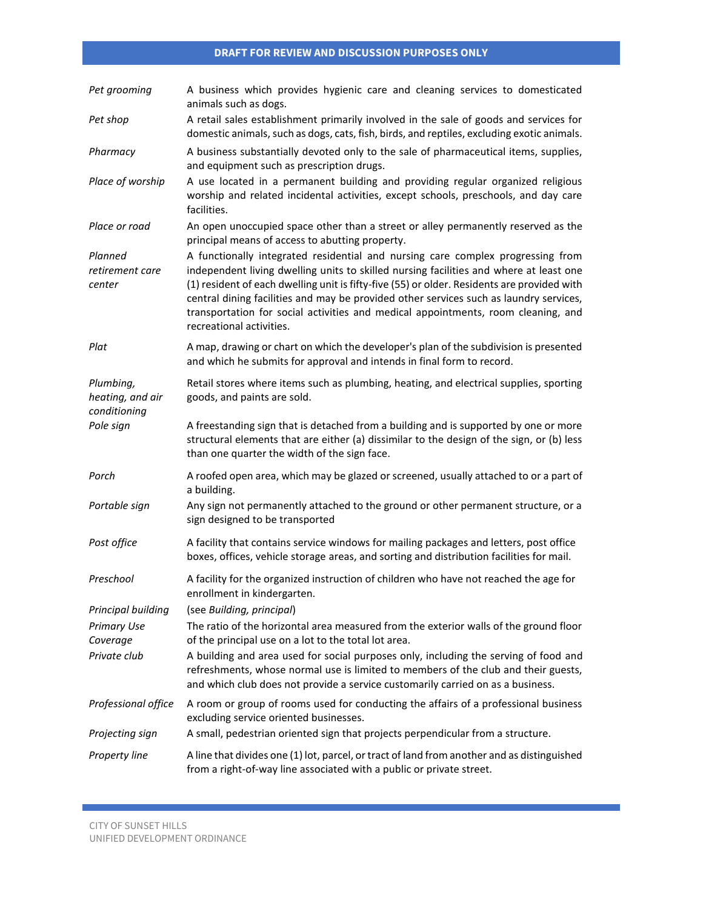| | |
|---|---|
| *Pet grooming* | A business which provides hygienic care and cleaning services to domesticated animals such as dogs. |
| *Pet shop* | A retail sales establishment primarily involved in the sale of goods and services for domestic animals, such as dogs, cats, fish, birds, and reptiles, excluding exotic animals. |
| *Pharmacy* | A business substantially devoted only to the sale of pharmaceutical items, supplies, and equipment such as prescription drugs. |
| *Place of worship* | A use located in a permanent building and providing regular organized religious worship and related incidental activities, except schools, preschools, and day care facilities. |
| *Place or road* | An open unoccupied space other than a street or alley permanently reserved as the principal means of access to abutting property. |
| *Planned retirement care center* | A functionally integrated residential and nursing care complex progressing from independent living dwelling units to skilled nursing facilities and where at least one (1) resident of each dwelling unit is fifty-five (55) or older. Residents are provided with central dining facilities and may be provided other services such as laundry services, transportation for social activities and medical appointments, room cleaning, and recreational activities. |
| *Plat* | A map, drawing or chart on which the developer's plan of the subdivision is presented and which he submits for approval and intends in final form to record. |
| *Plumbing, heating, and air conditioning* | Retail stores where items such as plumbing, heating, and electrical supplies, sporting goods, and paints are sold. |
| *Pole sign* | A freestanding sign that is detached from a building and is supported by one or more structural elements that are either (a) dissimilar to the design of the sign, or (b) less than one quarter the width of the sign face. |
| *Porch* | A roofed open area, which may be glazed or screened, usually attached to or a part of a building. |
| *Portable sign* | Any sign not permanently attached to the ground or other permanent structure, or a sign designed to be transported |
| *Post office* | A facility that contains service windows for mailing packages and letters, post office boxes, offices, vehicle storage areas, and sorting and distribution facilities for mail. |
| *Preschool* | A facility for the organized instruction of children who have not reached the age for enrollment in kindergarten. |
| *Principal building* | (see *Building, principal*) |
| *Primary Use Coverage* | The ratio of the horizontal area measured from the exterior walls of the ground floor of the principal use on a lot to the total lot area. |
| *Private club* | A building and area used for social purposes only, including the serving of food and refreshments, whose normal use is limited to members of the club and their guests, and which club does not provide a service customarily carried on as a business. |
| *Professional office* | A room or group of rooms used for conducting the affairs of a professional business excluding service oriented businesses. |
| *Projecting sign* | A small, pedestrian oriented sign that projects perpendicular from a structure. |
| *Property line* | A line that divides one (1) lot, parcel, or tract of land from another and as distinguished from a right-of-way line associated with a public or private street. |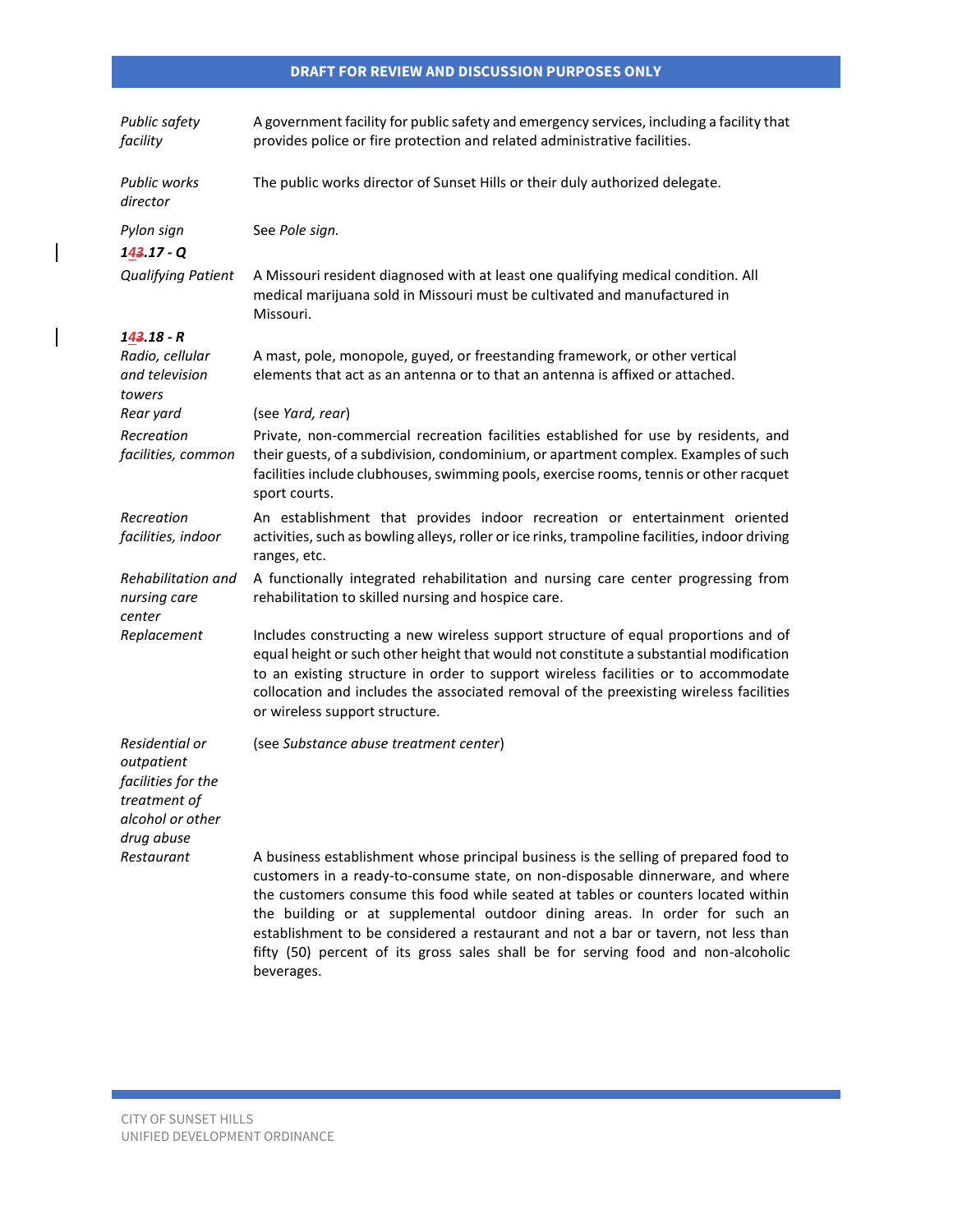| | |
|---|---|
| *Public safety facility* | A government facility for public safety and emergency services, including a facility that provides police or fire protection and related administrative facilities. |
| *Public works director* | The public works director of Sunset Hills or their duly authorized delegate. |
| *Pylon sign* | See *Pole sign.* |

### *143.17 - Q*

| | |
|---|---|
| *Qualifying Patient* | A Missouri resident diagnosed with at least one qualifying medical condition. All medical marijuana sold in Missouri must be cultivated and manufactured in Missouri. |

### *143.18 - R*

| | |
|---|---|
| *Radio, cellular and television towers* | A mast, pole, monopole, guyed, or freestanding framework, or other vertical elements that act as an antenna or to that an antenna is affixed or attached. |
| *Rear yard* | (see *Yard, rear*) |
| *Recreation facilities, common* | Private, non-commercial recreation facilities established for use by residents, and their guests, of a subdivision, condominium, or apartment complex. Examples of such facilities include clubhouses, swimming pools, exercise rooms, tennis or other racquet sport courts. |
| *Recreation facilities, indoor* | An establishment that provides indoor recreation or entertainment oriented activities, such as bowling alleys, roller or ice rinks, trampoline facilities, indoor driving ranges, etc. |
| *Rehabilitation and nursing care center* | A functionally integrated rehabilitation and nursing care center progressing from rehabilitation to skilled nursing and hospice care. |
| *Replacement* | Includes constructing a new wireless support structure of equal proportions and of equal height or such other height that would not constitute a substantial modification to an existing structure in order to support wireless facilities or to accommodate collocation and includes the associated removal of the preexisting wireless facilities or wireless support structure. |
| *Residential or outpatient facilities for the treatment of alcohol or other drug abuse* | (see *Substance abuse treatment center*) |
| *Restaurant* | A business establishment whose principal business is the selling of prepared food to customers in a ready-to-consume state, on non-disposable dinnerware, and where the customers consume this food while seated at tables or counters located within the building or at supplemental outdoor dining areas. In order for such an establishment to be considered a restaurant and not a bar or tavern, not less than fifty (50) percent of its gross sales shall be for serving food and non-alcoholic beverages. |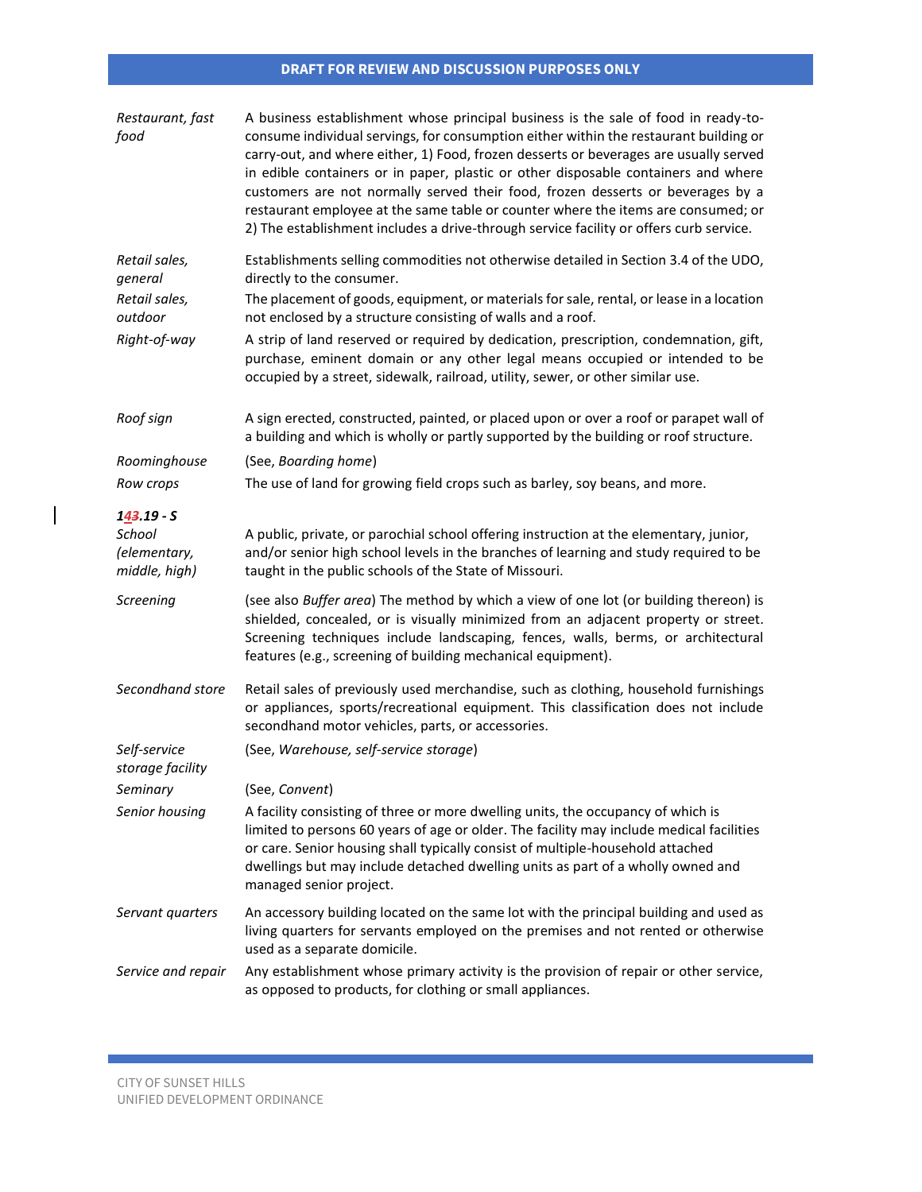*Restaurant, fast food* — A business establishment whose principal business is the sale of food in ready-to-consume individual servings, for consumption either within the restaurant building or carry-out, and where either, 1) Food, frozen desserts or beverages are usually served in edible containers or in paper, plastic or other disposable containers and where customers are not normally served their food, frozen desserts or beverages by a restaurant employee at the same table or counter where the items are consumed; or 2) The establishment includes a drive-through service facility or offers curb service.

*Retail sales, general* — Establishments selling commodities not otherwise detailed in Section 3.4 of the UDO, directly to the consumer.

*Retail sales, outdoor* — The placement of goods, equipment, or materials for sale, rental, or lease in a location not enclosed by a structure consisting of walls and a roof.

*Right-of-way* — A strip of land reserved or required by dedication, prescription, condemnation, gift, purchase, eminent domain or any other legal means occupied or intended to be occupied by a street, sidewalk, railroad, utility, sewer, or other similar use.

*Roof sign* — A sign erected, constructed, painted, or placed upon or over a roof or parapet wall of a building and which is wholly or partly supported by the building or roof structure.

*Roominghouse* — (See, *Boarding home*)

*Row crops* — The use of land for growing field crops such as barley, soy beans, and more.

### *1~~4~~3.19 - S*

*School (elementary, middle, high)* — A public, private, or parochial school offering instruction at the elementary, junior, and/or senior high school levels in the branches of learning and study required to be taught in the public schools of the State of Missouri.

*Screening* — (see also *Buffer area*) The method by which a view of one lot (or building thereon) is shielded, concealed, or is visually minimized from an adjacent property or street. Screening techniques include landscaping, fences, walls, berms, or architectural features (e.g., screening of building mechanical equipment).

*Secondhand store* — Retail sales of previously used merchandise, such as clothing, household furnishings or appliances, sports/recreational equipment. This classification does not include secondhand motor vehicles, parts, or accessories.

*Self-service storage facility* — (See, *Warehouse, self-service storage*)

*Seminary* — (See, *Convent*)

*Senior housing* — A facility consisting of three or more dwelling units, the occupancy of which is limited to persons 60 years of age or older. The facility may include medical facilities or care. Senior housing shall typically consist of multiple-household attached dwellings but may include detached dwelling units as part of a wholly owned and managed senior project.

*Servant quarters* — An accessory building located on the same lot with the principal building and used as living quarters for servants employed on the premises and not rented or otherwise used as a separate domicile.

*Service and repair* — Any establishment whose primary activity is the provision of repair or other service, as opposed to products, for clothing or small appliances.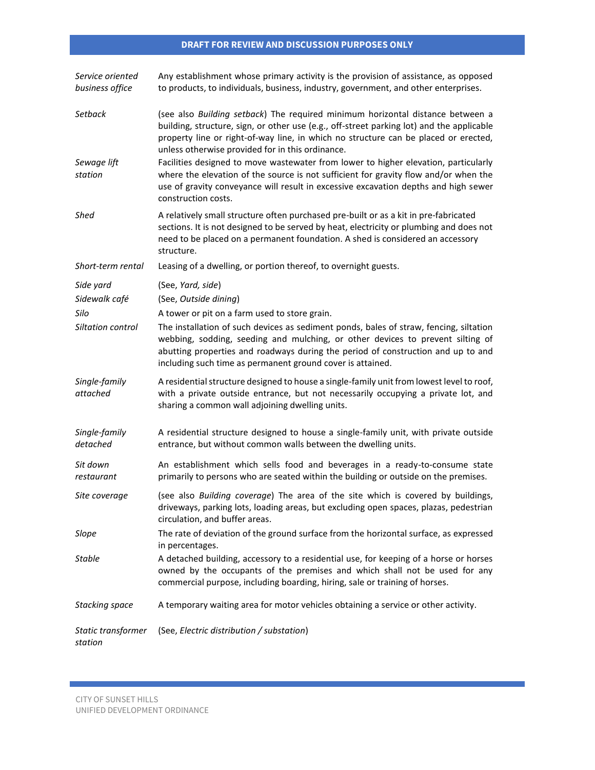| | |
|---|---|
| *Service oriented business office* | Any establishment whose primary activity is the provision of assistance, as opposed to products, to individuals, business, industry, government, and other enterprises. |
| *Setback* | (see also *Building setback*) The required minimum horizontal distance between a building, structure, sign, or other use (e.g., off-street parking lot) and the applicable property line or right-of-way line, in which no structure can be placed or erected, unless otherwise provided for in this ordinance. |
| *Sewage lift station* | Facilities designed to move wastewater from lower to higher elevation, particularly where the elevation of the source is not sufficient for gravity flow and/or when the use of gravity conveyance will result in excessive excavation depths and high sewer construction costs. |
| *Shed* | A relatively small structure often purchased pre-built or as a kit in pre-fabricated sections. It is not designed to be served by heat, electricity or plumbing and does not need to be placed on a permanent foundation. A shed is considered an accessory structure. |
| *Short-term rental* | Leasing of a dwelling, or portion thereof, to overnight guests. |
| *Side yard* | (See, *Yard, side*) |
| *Sidewalk café* | (See, *Outside dining*) |
| *Silo* | A tower or pit on a farm used to store grain. |
| *Siltation control* | The installation of such devices as sediment ponds, bales of straw, fencing, siltation webbing, sodding, seeding and mulching, or other devices to prevent silting of abutting properties and roadways during the period of construction and up to and including such time as permanent ground cover is attained. |
| *Single-family attached* | A residential structure designed to house a single-family unit from lowest level to roof, with a private outside entrance, but not necessarily occupying a private lot, and sharing a common wall adjoining dwelling units. |
| *Single-family detached* | A residential structure designed to house a single-family unit, with private outside entrance, but without common walls between the dwelling units. |
| *Sit down restaurant* | An establishment which sells food and beverages in a ready-to-consume state primarily to persons who are seated within the building or outside on the premises. |
| *Site coverage* | (see also *Building coverage*) The area of the site which is covered by buildings, driveways, parking lots, loading areas, but excluding open spaces, plazas, pedestrian circulation, and buffer areas. |
| *Slope* | The rate of deviation of the ground surface from the horizontal surface, as expressed in percentages. |
| *Stable* | A detached building, accessory to a residential use, for keeping of a horse or horses owned by the occupants of the premises and which shall not be used for any commercial purpose, including boarding, hiring, sale or training of horses. |
| *Stacking space* | A temporary waiting area for motor vehicles obtaining a service or other activity. |
| *Static transformer station* | (See, *Electric distribution / substation*) |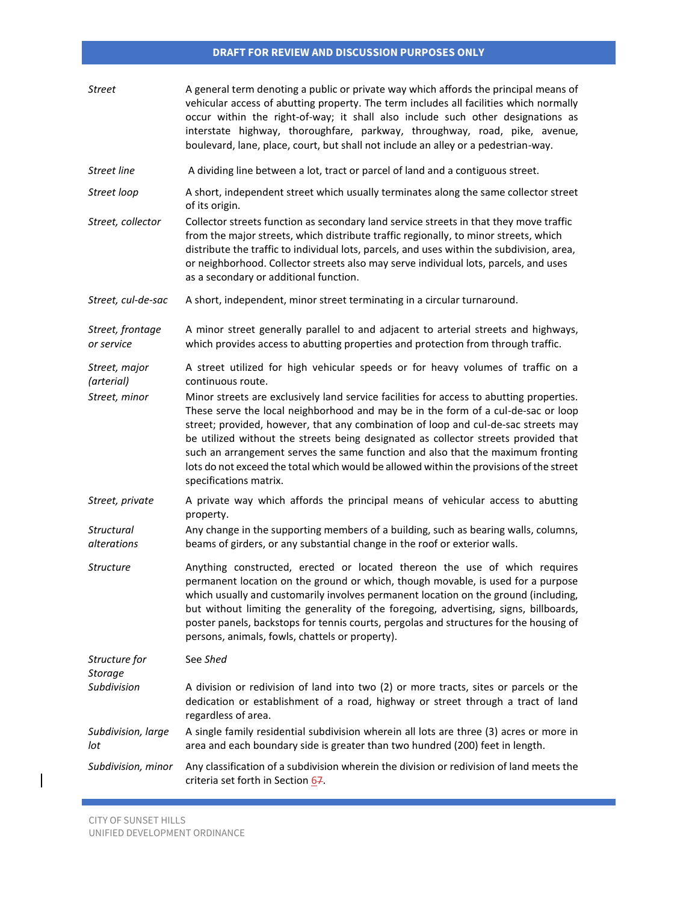| Term | Definition |
|---|---|
| *Street* | A general term denoting a public or private way which affords the principal means of vehicular access of abutting property. The term includes all facilities which normally occur within the right-of-way; it shall also include such other designations as interstate highway, thoroughfare, parkway, throughway, road, pike, avenue, boulevard, lane, place, court, but shall not include an alley or a pedestrian-way. |
| *Street line* | A dividing line between a lot, tract or parcel of land and a contiguous street. |
| *Street loop* | A short, independent street which usually terminates along the same collector street of its origin. |
| *Street, collector* | Collector streets function as secondary land service streets in that they move traffic from the major streets, which distribute traffic regionally, to minor streets, which distribute the traffic to individual lots, parcels, and uses within the subdivision, area, or neighborhood. Collector streets also may serve individual lots, parcels, and uses as a secondary or additional function. |
| *Street, cul-de-sac* | A short, independent, minor street terminating in a circular turnaround. |
| *Street, frontage or service* | A minor street generally parallel to and adjacent to arterial streets and highways, which provides access to abutting properties and protection from through traffic. |
| *Street, major (arterial)* | A street utilized for high vehicular speeds or for heavy volumes of traffic on a continuous route. |
| *Street, minor* | Minor streets are exclusively land service facilities for access to abutting properties. These serve the local neighborhood and may be in the form of a cul-de-sac or loop street; provided, however, that any combination of loop and cul-de-sac streets may be utilized without the streets being designated as collector streets provided that such an arrangement serves the same function and also that the maximum fronting lots do not exceed the total which would be allowed within the provisions of the street specifications matrix. |
| *Street, private* | A private way which affords the principal means of vehicular access to abutting property. |
| *Structural alterations* | Any change in the supporting members of a building, such as bearing walls, columns, beams of girders, or any substantial change in the roof or exterior walls. |
| *Structure* | Anything constructed, erected or located thereon the use of which requires permanent location on the ground or which, though movable, is used for a purpose which usually and customarily involves permanent location on the ground (including, but without limiting the generality of the foregoing, advertising, signs, billboards, poster panels, backstops for tennis courts, pergolas and structures for the housing of persons, animals, fowls, chattels or property). |
| *Structure for Storage* | See *Shed* |
| *Subdivision* | A division or redivision of land into two (2) or more tracts, sites or parcels or the dedication or establishment of a road, highway or street through a tract of land regardless of area. |
| *Subdivision, large lot* | A single family residential subdivision wherein all lots are three (3) acres or more in area and each boundary side is greater than two hundred (200) feet in length. |
| *Subdivision, minor* | Any classification of a subdivision wherein the division or redivision of land meets the criteria set forth in Section 6~~7~~. |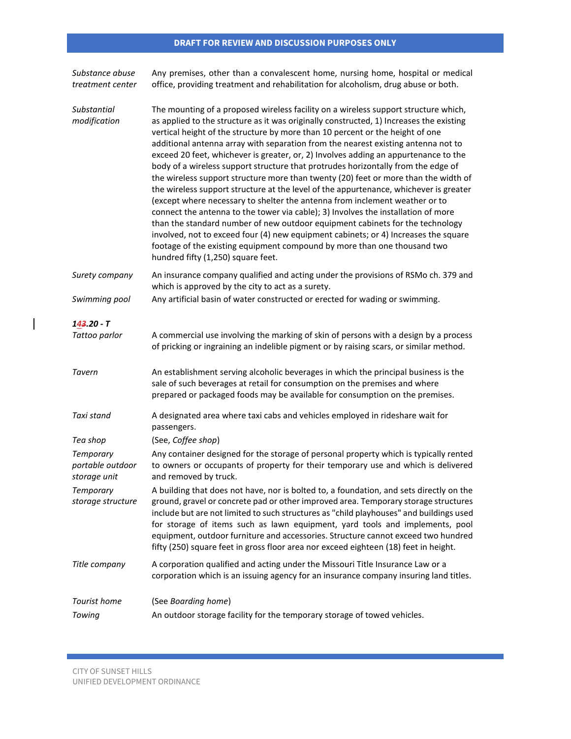| | |
|---|---|
| *Substance abuse treatment center* | Any premises, other than a convalescent home, nursing home, hospital or medical office, providing treatment and rehabilitation for alcoholism, drug abuse or both. |
| *Substantial modification* | The mounting of a proposed wireless facility on a wireless support structure which, as applied to the structure as it was originally constructed, 1) Increases the existing vertical height of the structure by more than 10 percent or the height of one additional antenna array with separation from the nearest existing antenna not to exceed 20 feet, whichever is greater, or, 2) Involves adding an appurtenance to the body of a wireless support structure that protrudes horizontally from the edge of the wireless support structure more than twenty (20) feet or more than the width of the wireless support structure at the level of the appurtenance, whichever is greater (except where necessary to shelter the antenna from inclement weather or to connect the antenna to the tower via cable); 3) Involves the installation of more than the standard number of new outdoor equipment cabinets for the technology involved, not to exceed four (4) new equipment cabinets; or 4) Increases the square footage of the existing equipment compound by more than one thousand two hundred fifty (1,250) square feet. |
| *Surety company* | An insurance company qualified and acting under the provisions of RSMo ch. 379 and which is approved by the city to act as a surety. |
| *Swimming pool* | Any artificial basin of water constructed or erected for wading or swimming. |

***143.20 - T***

| | |
|---|---|
| *Tattoo parlor* | A commercial use involving the marking of skin of persons with a design by a process of pricking or ingraining an indelible pigment or by raising scars, or similar method. |
| *Tavern* | An establishment serving alcoholic beverages in which the principal business is the sale of such beverages at retail for consumption on the premises and where prepared or packaged foods may be available for consumption on the premises. |
| *Taxi stand* | A designated area where taxi cabs and vehicles employed in rideshare wait for passengers. |
| *Tea shop* | (See, *Coffee shop*) |
| *Temporary portable outdoor storage unit* | Any container designed for the storage of personal property which is typically rented to owners or occupants of property for their temporary use and which is delivered and removed by truck. |
| *Temporary storage structure* | A building that does not have, nor is bolted to, a foundation, and sets directly on the ground, gravel or concrete pad or other improved area. Temporary storage structures include but are not limited to such structures as "child playhouses" and buildings used for storage of items such as lawn equipment, yard tools and implements, pool equipment, outdoor furniture and accessories. Structure cannot exceed two hundred fifty (250) square feet in gross floor area nor exceed eighteen (18) feet in height. |
| *Title company* | A corporation qualified and acting under the Missouri Title Insurance Law or a corporation which is an issuing agency for an insurance company insuring land titles. |
| *Tourist home* | (See *Boarding home*) |
| *Towing* | An outdoor storage facility for the temporary storage of towed vehicles. |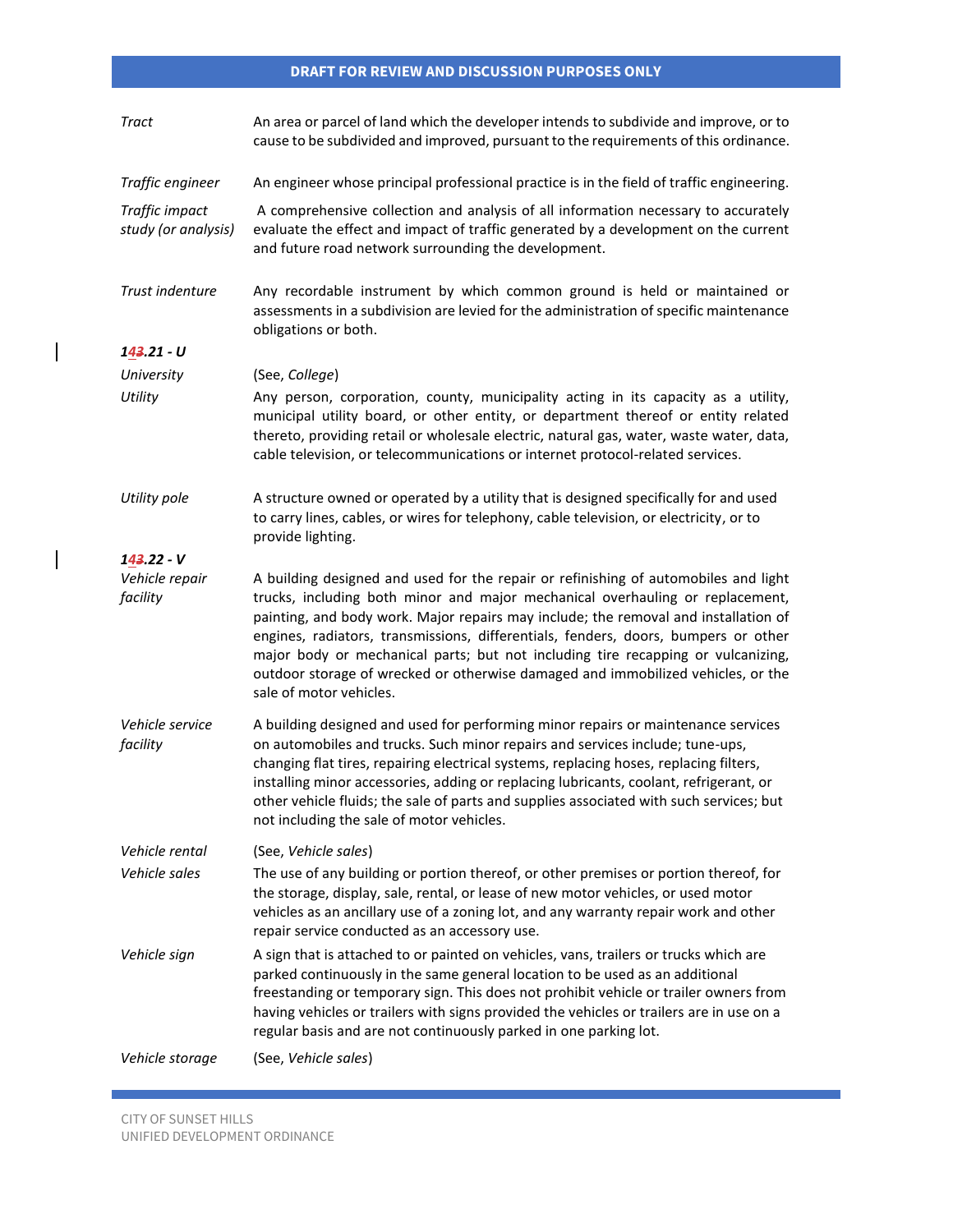| | |
|---|---|
| *Tract* | An area or parcel of land which the developer intends to subdivide and improve, or to cause to be subdivided and improved, pursuant to the requirements of this ordinance. |
| *Traffic engineer* | An engineer whose principal professional practice is in the field of traffic engineering. |
| *Traffic impact study (or analysis)* | A comprehensive collection and analysis of all information necessary to accurately evaluate the effect and impact of traffic generated by a development on the current and future road network surrounding the development. |
| *Trust indenture* | Any recordable instrument by which common ground is held or maintained or assessments in a subdivision are levied for the administration of specific maintenance obligations or both. |

### *143.21 - U*

| | |
|---|---|
| *University* | (See, *College*) |
| *Utility* | Any person, corporation, county, municipality acting in its capacity as a utility, municipal utility board, or other entity, or department thereof or entity related thereto, providing retail or wholesale electric, natural gas, water, waste water, data, cable television, or telecommunications or internet protocol-related services. |
| *Utility pole* | A structure owned or operated by a utility that is designed specifically for and used to carry lines, cables, or wires for telephony, cable television, or electricity, or to provide lighting. |

### *143.22 - V*

| | |
|---|---|
| *Vehicle repair facility* | A building designed and used for the repair or refinishing of automobiles and light trucks, including both minor and major mechanical overhauling or replacement, painting, and body work. Major repairs may include; the removal and installation of engines, radiators, transmissions, differentials, fenders, doors, bumpers or other major body or mechanical parts; but not including tire recapping or vulcanizing, outdoor storage of wrecked or otherwise damaged and immobilized vehicles, or the sale of motor vehicles. |
| *Vehicle service facility* | A building designed and used for performing minor repairs or maintenance services on automobiles and trucks. Such minor repairs and services include; tune-ups, changing flat tires, repairing electrical systems, replacing hoses, replacing filters, installing minor accessories, adding or replacing lubricants, coolant, refrigerant, or other vehicle fluids; the sale of parts and supplies associated with such services; but not including the sale of motor vehicles. |
| *Vehicle rental* | (See, *Vehicle sales*) |
| *Vehicle sales* | The use of any building or portion thereof, or other premises or portion thereof, for the storage, display, sale, rental, or lease of new motor vehicles, or used motor vehicles as an ancillary use of a zoning lot, and any warranty repair work and other repair service conducted as an accessory use. |
| *Vehicle sign* | A sign that is attached to or painted on vehicles, vans, trailers or trucks which are parked continuously in the same general location to be used as an additional freestanding or temporary sign. This does not prohibit vehicle or trailer owners from having vehicles or trailers with signs provided the vehicles or trailers are in use on a regular basis and are not continuously parked in one parking lot. |
| *Vehicle storage* | (See, *Vehicle sales*) |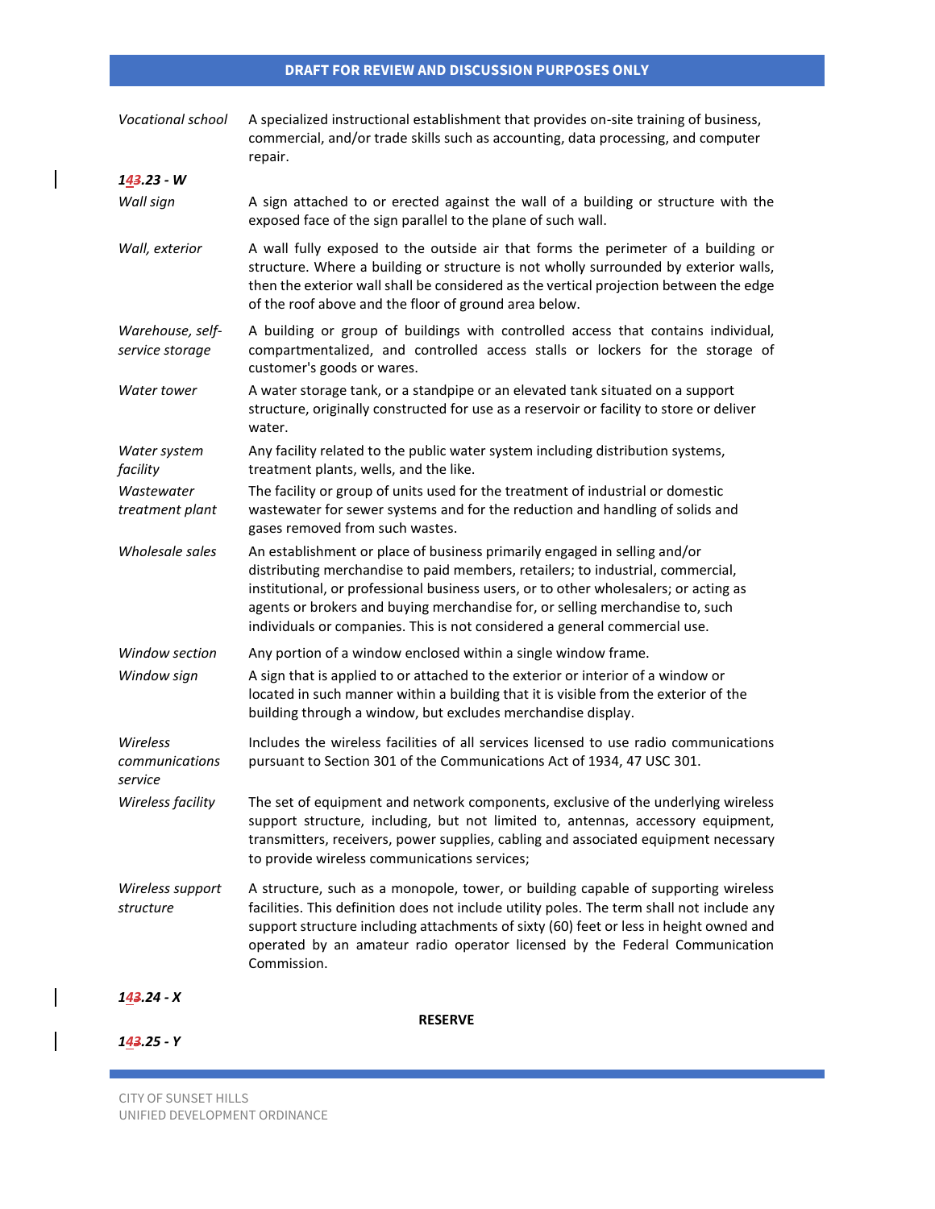| | |
|---|---|
| *Vocational school* | A specialized instructional establishment that provides on-site training of business, commercial, and/or trade skills such as accounting, data processing, and computer repair. |

### *143.23 - W*

| | |
|---|---|
| *Wall sign* | A sign attached to or erected against the wall of a building or structure with the exposed face of the sign parallel to the plane of such wall. |
| *Wall, exterior* | A wall fully exposed to the outside air that forms the perimeter of a building or structure. Where a building or structure is not wholly surrounded by exterior walls, then the exterior wall shall be considered as the vertical projection between the edge of the roof above and the floor of ground area below. |
| *Warehouse, self-service storage* | A building or group of buildings with controlled access that contains individual, compartmentalized, and controlled access stalls or lockers for the storage of customer's goods or wares. |
| *Water tower* | A water storage tank, or a standpipe or an elevated tank situated on a support structure, originally constructed for use as a reservoir or facility to store or deliver water. |
| *Water system facility* | Any facility related to the public water system including distribution systems, treatment plants, wells, and the like. |
| *Wastewater treatment plant* | The facility or group of units used for the treatment of industrial or domestic wastewater for sewer systems and for the reduction and handling of solids and gases removed from such wastes. |
| *Wholesale sales* | An establishment or place of business primarily engaged in selling and/or distributing merchandise to paid members, retailers; to industrial, commercial, institutional, or professional business users, or to other wholesalers; or acting as agents or brokers and buying merchandise for, or selling merchandise to, such individuals or companies. This is not considered a general commercial use. |
| *Window section* | Any portion of a window enclosed within a single window frame. |
| *Window sign* | A sign that is applied to or attached to the exterior or interior of a window or located in such manner within a building that it is visible from the exterior of the building through a window, but excludes merchandise display. |
| *Wireless communications service* | Includes the wireless facilities of all services licensed to use radio communications pursuant to Section 301 of the Communications Act of 1934, 47 USC 301. |
| *Wireless facility* | The set of equipment and network components, exclusive of the underlying wireless support structure, including, but not limited to, antennas, accessory equipment, transmitters, receivers, power supplies, cabling and associated equipment necessary to provide wireless communications services; |
| *Wireless support structure* | A structure, such as a monopole, tower, or building capable of supporting wireless facilities. This definition does not include utility poles. The term shall not include any support structure including attachments of sixty (60) feet or less in height owned and operated by an amateur radio operator licensed by the Federal Communication Commission. |

### *143.24 - X*

**RESERVE**

### *143.25 - Y*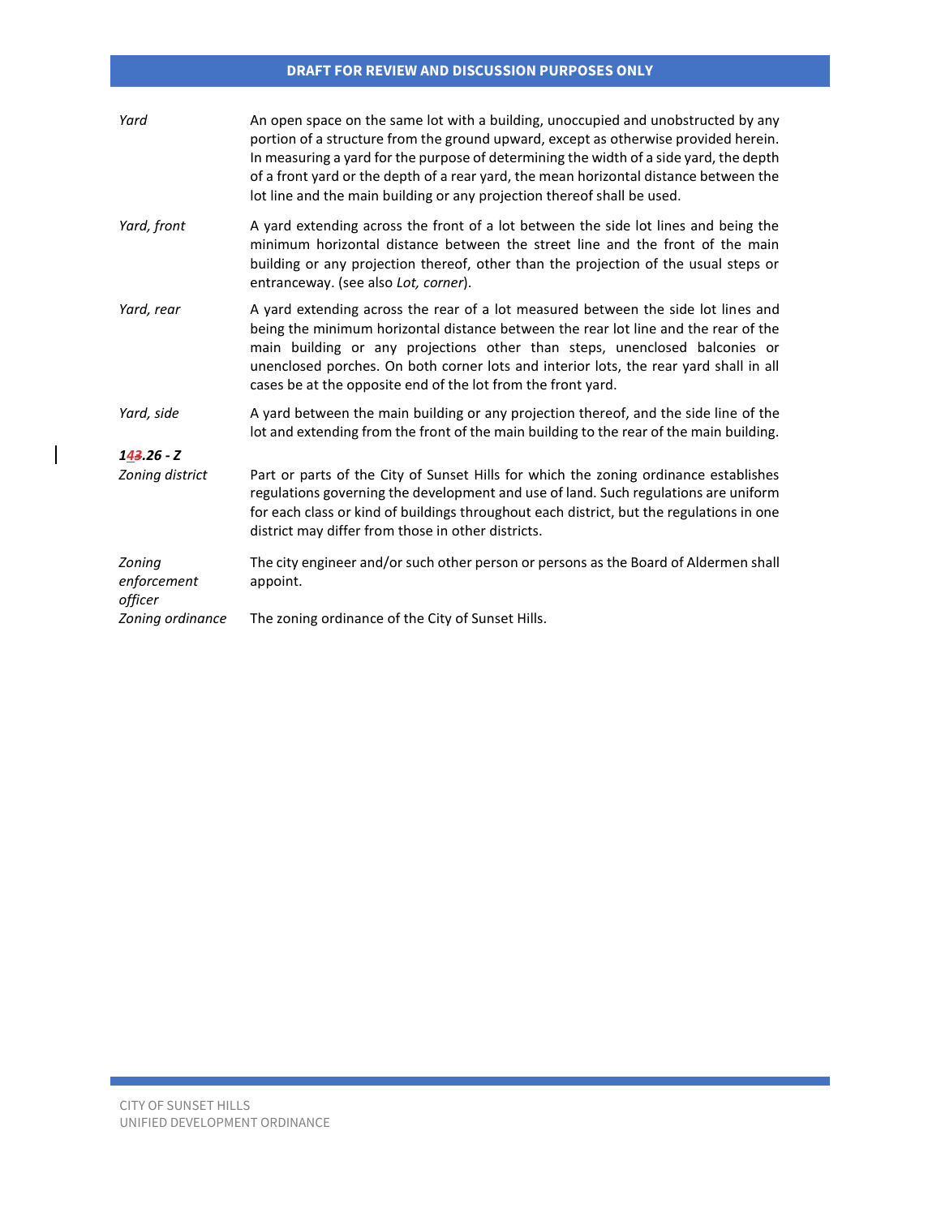*Yard* An open space on the same lot with a building, unoccupied and unobstructed by any portion of a structure from the ground upward, except as otherwise provided herein. In measuring a yard for the purpose of determining the width of a side yard, the depth of a front yard or the depth of a rear yard, the mean horizontal distance between the lot line and the main building or any projection thereof shall be used.

*Yard, front* A yard extending across the front of a lot between the side lot lines and being the minimum horizontal distance between the street line and the front of the main building or any projection thereof, other than the projection of the usual steps or entranceway. (see also *Lot, corner*).

*Yard, rear* A yard extending across the rear of a lot measured between the side lot lines and being the minimum horizontal distance between the rear lot line and the rear of the main building or any projections other than steps, unenclosed balconies or unenclosed porches. On both corner lots and interior lots, the rear yard shall in all cases be at the opposite end of the lot from the front yard.

*Yard, side* A yard between the main building or any projection thereof, and the side line of the lot and extending from the front of the main building to the rear of the main building.

***143.26 - Z***

*Zoning district* Part or parts of the City of Sunset Hills for which the zoning ordinance establishes regulations governing the development and use of land. Such regulations are uniform for each class or kind of buildings throughout each district, but the regulations in one district may differ from those in other districts.

*Zoning enforcement officer* The city engineer and/or such other person or persons as the Board of Aldermen shall appoint.

*Zoning ordinance* The zoning ordinance of the City of Sunset Hills.